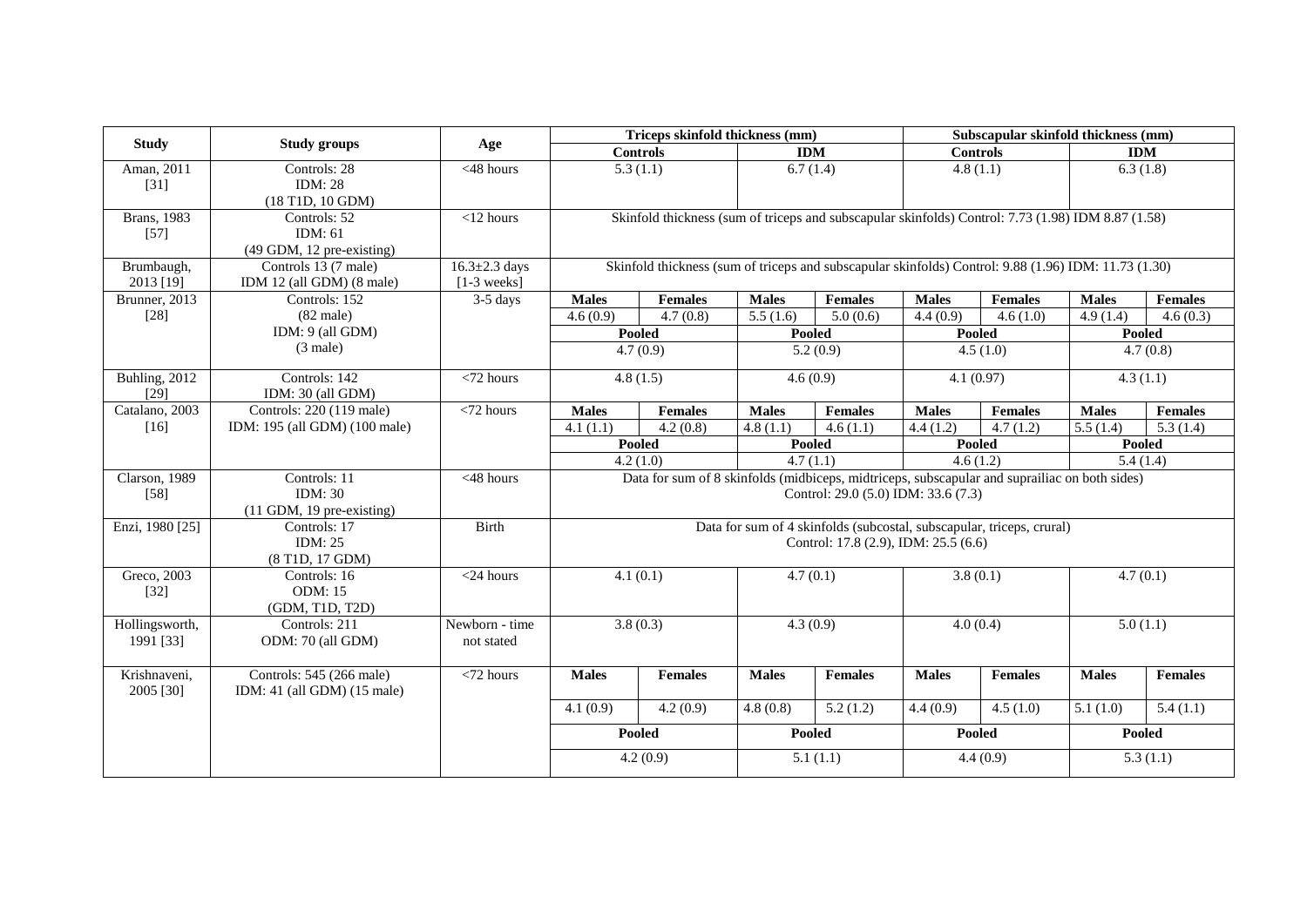| Study | Study groups | Age | Triceps skinfold thickness (mm) | | | | Subscapular skinfold thickness (mm) | | | |
|---|---|---|---|---|---|---|---|---|---|---|
| | | | Controls | | IDM | | Controls | | IDM | |
| Aman, 2011 [31] | Controls: 28<br>IDM: 28<br>(18 T1D, 10 GDM) | <48 hours | 5.3 (1.1) | | 6.7 (1.4) | | 4.8 (1.1) | | 6.3 (1.8) | |
| Brans, 1983 [57] | Controls: 52<br>IDM: 61<br>(49 GDM, 12 pre-existing) | <12 hours | Skinfold thickness (sum of triceps and subscapular skinfolds) Control: 7.73 (1.98) IDM 8.87 (1.58) | | | | | | | |
| Brumbaugh, 2013 [19] | Controls 13 (7 male)<br>IDM 12 (all GDM) (8 male) | 16.3±2.3 days [1-3 weeks] | Skinfold thickness (sum of triceps and subscapular skinfolds) Control: 9.88 (1.96) IDM: 11.73 (1.30) | | | | | | | |
| Brunner, 2013 [28] | Controls: 152<br>(82 male)<br>IDM: 9 (all GDM)<br>(3 male) | 3-5 days | **Males** | **Females** | **Males** | **Females** | **Males** | **Females** | **Males** | **Females** |
| | | | 4.6 (0.9) | 4.7 (0.8) | 5.5 (1.6) | 5.0 (0.6) | 4.4 (0.9) | 4.6 (1.0) | 4.9 (1.4) | 4.6 (0.3) |
| | | | **Pooled** | | **Pooled** | | **Pooled** | | **Pooled** | |
| | | | 4.7 (0.9) | | 5.2 (0.9) | | 4.5 (1.0) | | 4.7 (0.8) | |
| Buhling, 2012 [29] | Controls: 142<br>IDM: 30 (all GDM) | <72 hours | 4.8 (1.5) | | 4.6 (0.9) | | 4.1 (0.97) | | 4.3 (1.1) | |
| Catalano, 2003 [16] | Controls: 220 (119 male)<br>IDM: 195 (all GDM) (100 male) | <72 hours | **Males** | **Females** | **Males** | **Females** | **Males** | **Females** | **Males** | **Females** |
| | | | 4.1 (1.1) | 4.2 (0.8) | 4.8 (1.1) | 4.6 (1.1) | 4.4 (1.2) | 4.7 (1.2) | 5.5 (1.4) | 5.3 (1.4) |
| | | | **Pooled** | | **Pooled** | | **Pooled** | | **Pooled** | |
| | | | 4.2 (1.0) | | 4.7 (1.1) | | 4.6 (1.2) | | 5.4 (1.4) | |
| Clarson, 1989 [58] | Controls: 11<br>IDM: 30<br>(11 GDM, 19 pre-existing) | <48 hours | Data for sum of 8 skinfolds (midbiceps, midtriceps, subscapular and suprailiac on both sides) Control: 29.0 (5.0) IDM: 33.6 (7.3) | | | | | | | |
| Enzi, 1980 [25] | Controls: 17<br>IDM: 25<br>(8 T1D, 17 GDM) | Birth | Data for sum of 4 skinfolds (subcostal, subscapular, triceps, crural) Control: 17.8 (2.9), IDM: 25.5 (6.6) | | | | | | | |
| Greco, 2003 [32] | Controls: 16<br>ODM: 15<br>(GDM, T1D, T2D) | <24 hours | 4.1 (0.1) | | 4.7 (0.1) | | 3.8 (0.1) | | 4.7 (0.1) | |
| Hollingsworth, 1991 [33] | Controls: 211<br>ODM: 70 (all GDM) | Newborn - time not stated | 3.8 (0.3) | | 4.3 (0.9) | | 4.0 (0.4) | | 5.0 (1.1) | |
| Krishnaveni, 2005 [30] | Controls: 545 (266 male)<br>IDM: 41 (all GDM) (15 male) | <72 hours | **Males** | **Females** | **Males** | **Females** | **Males** | **Females** | **Males** | **Females** |
| | | | 4.1 (0.9) | 4.2 (0.9) | 4.8 (0.8) | 5.2 (1.2) | 4.4 (0.9) | 4.5 (1.0) | 5.1 (1.0) | 5.4 (1.1) |
| | | | **Pooled** | | **Pooled** | | **Pooled** | | **Pooled** | |
| | | | 4.2 (0.9) | | 5.1 (1.1) | | 4.4 (0.9) | | 5.3 (1.1) | |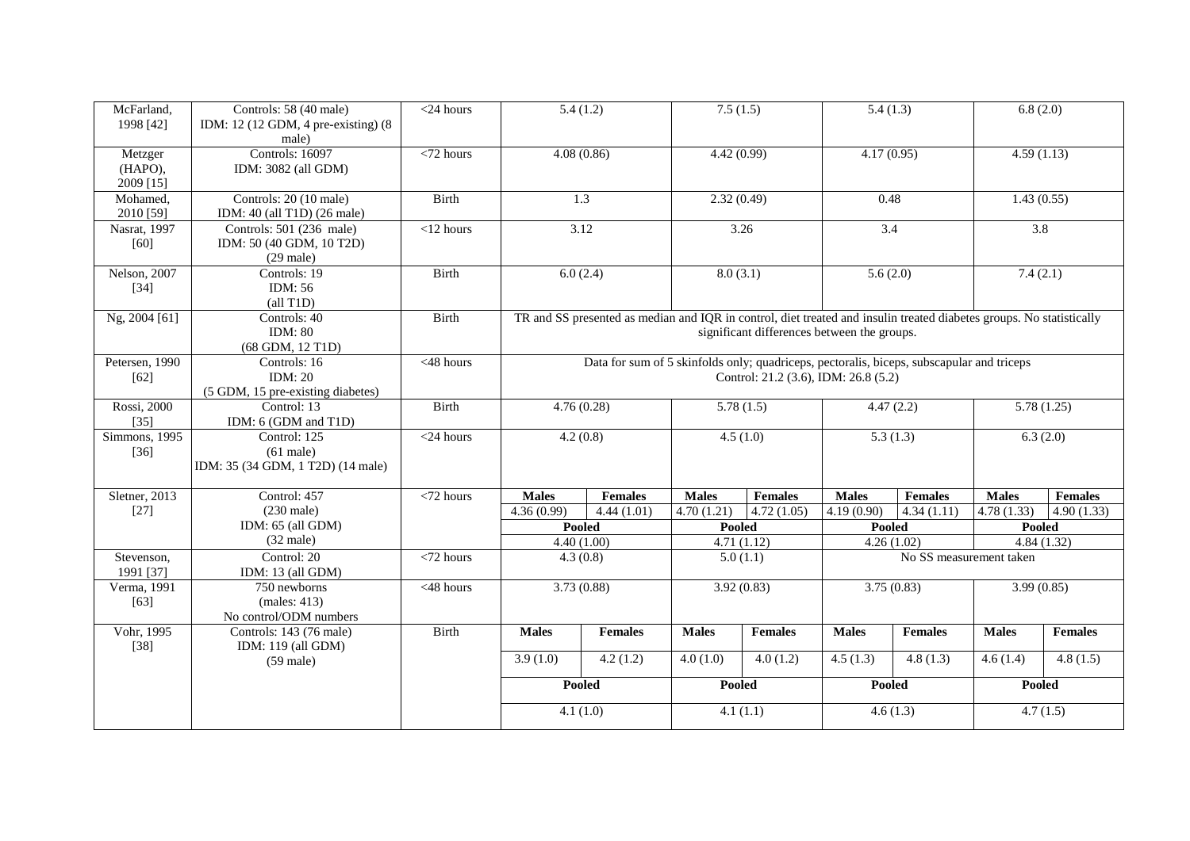| | | | | | | | | | | |
|---|---|---|---|---|---|---|---|---|---|---|
| McFarland, 1998 [42] | Controls: 58 (40 male) IDM: 12 (12 GDM, 4 pre-existing) (8 male) | <24 hours | 5.4 (1.2) | | 7.5 (1.5) | | 5.4 (1.3) | | 6.8 (2.0) | |
| Metzger (HAPO), 2009 [15] | Controls: 16097 IDM: 3082 (all GDM) | <72 hours | 4.08 (0.86) | | 4.42 (0.99) | | 4.17 (0.95) | | 4.59 (1.13) | |
| Mohamed, 2010 [59] | Controls: 20 (10 male) IDM: 40 (all T1D) (26 male) | Birth | 1.3 | | 2.32 (0.49) | | 0.48 | | 1.43 (0.55) | |
| Nasrat, 1997 [60] | Controls: 501 (236 male) IDM: 50 (40 GDM, 10 T2D) (29 male) | <12 hours | 3.12 | | 3.26 | | 3.4 | | 3.8 | |
| Nelson, 2007 [34] | Controls: 19 IDM: 56 (all T1D) | Birth | 6.0 (2.4) | | 8.0 (3.1) | | 5.6 (2.0) | | 7.4 (2.1) | |
| Ng, 2004 [61] | Controls: 40 IDM: 80 (68 GDM, 12 T1D) | Birth | TR and SS presented as median and IQR in control, diet treated and insulin treated diabetes groups. No statistically significant differences between the groups. | | | | | | | |
| Petersen, 1990 [62] | Controls: 16 IDM: 20 (5 GDM, 15 pre-existing diabetes) | <48 hours | Data for sum of 5 skinfolds only; quadriceps, pectoralis, biceps, subscapular and triceps Control: 21.2 (3.6), IDM: 26.8 (5.2) | | | | | | | |
| Rossi, 2000 [35] | Control: 13 IDM: 6 (GDM and T1D) | Birth | 4.76 (0.28) | | 5.78 (1.5) | | 4.47 (2.2) | | 5.78 (1.25) | |
| Simmons, 1995 [36] | Control: 125 (61 male) IDM: 35 (34 GDM, 1 T2D) (14 male) | <24 hours | 4.2 (0.8) | | 4.5 (1.0) | | 5.3 (1.3) | | 6.3 (2.0) | |
| Sletner, 2013 [27] | Control: 457 (230 male) IDM: 65 (all GDM) (32 male) | <72 hours | **Males** | **Females** | **Males** | **Females** | **Males** | **Females** | **Males** | **Females** |
| | | | 4.36 (0.99) | 4.44 (1.01) | 4.70 (1.21) | 4.72 (1.05) | 4.19 (0.90) | 4.34 (1.11) | 4.78 (1.33) | 4.90 (1.33) |
| | | | **Pooled** | | **Pooled** | | **Pooled** | | **Pooled** | |
| | | | 4.40 (1.00) | | 4.71 (1.12) | | 4.26 (1.02) | | 4.84 (1.32) | |
| Stevenson, 1991 [37] | Control: 20 IDM: 13 (all GDM) | <72 hours | 4.3 (0.8) | | 5.0 (1.1) | | No SS measurement taken | | | |
| Verma, 1991 [63] | 750 newborns (males: 413) No control/ODM numbers | <48 hours | 3.73 (0.88) | | 3.92 (0.83) | | 3.75 (0.83) | | 3.99 (0.85) | |
| Vohr, 1995 [38] | Controls: 143 (76 male) IDM: 119 (all GDM) (59 male) | Birth | **Males** | **Females** | **Males** | **Females** | **Males** | **Females** | **Males** | **Females** |
| | | | 3.9 (1.0) | 4.2 (1.2) | 4.0 (1.0) | 4.0 (1.2) | 4.5 (1.3) | 4.8 (1.3) | 4.6 (1.4) | 4.8 (1.5) |
| | | | **Pooled** | | **Pooled** | | **Pooled** | | **Pooled** | |
| | | | 4.1 (1.0) | | 4.1 (1.1) | | 4.6 (1.3) | | 4.7 (1.5) | |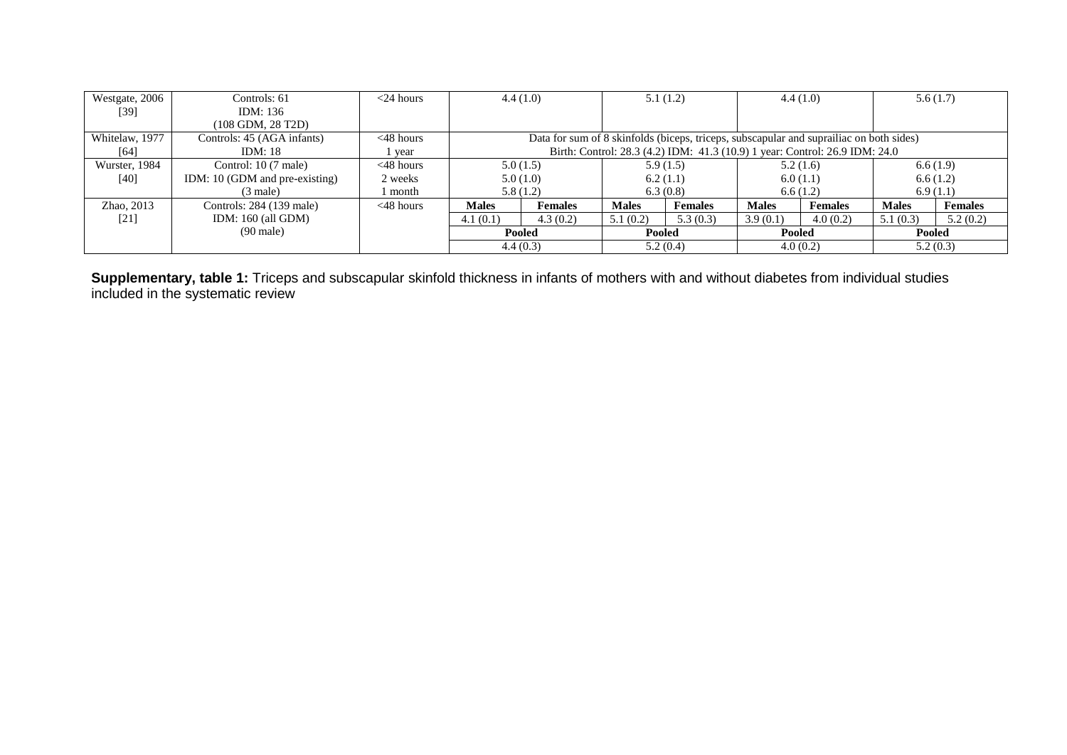| | | | | | | | | | | |
|---|---|---|---|---|---|---|---|---|---|---|
| Westgate, 2006 [39] | Controls: 61<br>IDM: 136<br>(108 GDM, 28 T2D) | <24 hours | 4.4 (1.0) | | 5.1 (1.2) | | 4.4 (1.0) | | 5.6 (1.7) | |
| Whitelaw, 1977 [64] | Controls: 45 (AGA infants)<br>IDM: 18 | <48 hours<br>1 year | Data for sum of 8 skinfolds (biceps, triceps, subscapular and suprailiac on both sides)<br>Birth: Control: 28.3 (4.2) IDM: 41.3 (10.9) 1 year: Control: 26.9 IDM: 24.0 | | | | | | | |
| Wurster, 1984 [40] | Control: 10 (7 male)<br>IDM: 10 (GDM and pre-existing)<br>(3 male) | <48 hours<br>2 weeks<br>1 month | 5.0 (1.5)<br>5.0 (1.0)<br>5.8 (1.2) | | 5.9 (1.5)<br>6.2 (1.1)<br>6.3 (0.8) | | 5.2 (1.6)<br>6.0 (1.1)<br>6.6 (1.2) | | 6.6 (1.9)<br>6.6 (1.2)<br>6.9 (1.1) | |
| Zhao, 2013 [21] | Controls: 284 (139 male)<br>IDM: 160 (all GDM)<br>(90 male) | <48 hours | **Males** | **Females** | **Males** | **Females** | **Males** | **Females** | **Males** | **Females** |
| | | | 4.1 (0.1) | 4.3 (0.2) | 5.1 (0.2) | 5.3 (0.3) | 3.9 (0.1) | 4.0 (0.2) | 5.1 (0.3) | 5.2 (0.2) |
| | | | **Pooled** | | **Pooled** | | **Pooled** | | **Pooled** | |
| | | | 4.4 (0.3) | | 5.2 (0.4) | | 4.0 (0.2) | | 5.2 (0.3) | |

**Supplementary, table 1:** Triceps and subscapular skinfold thickness in infants of mothers with and without diabetes from individual studies included in the systematic review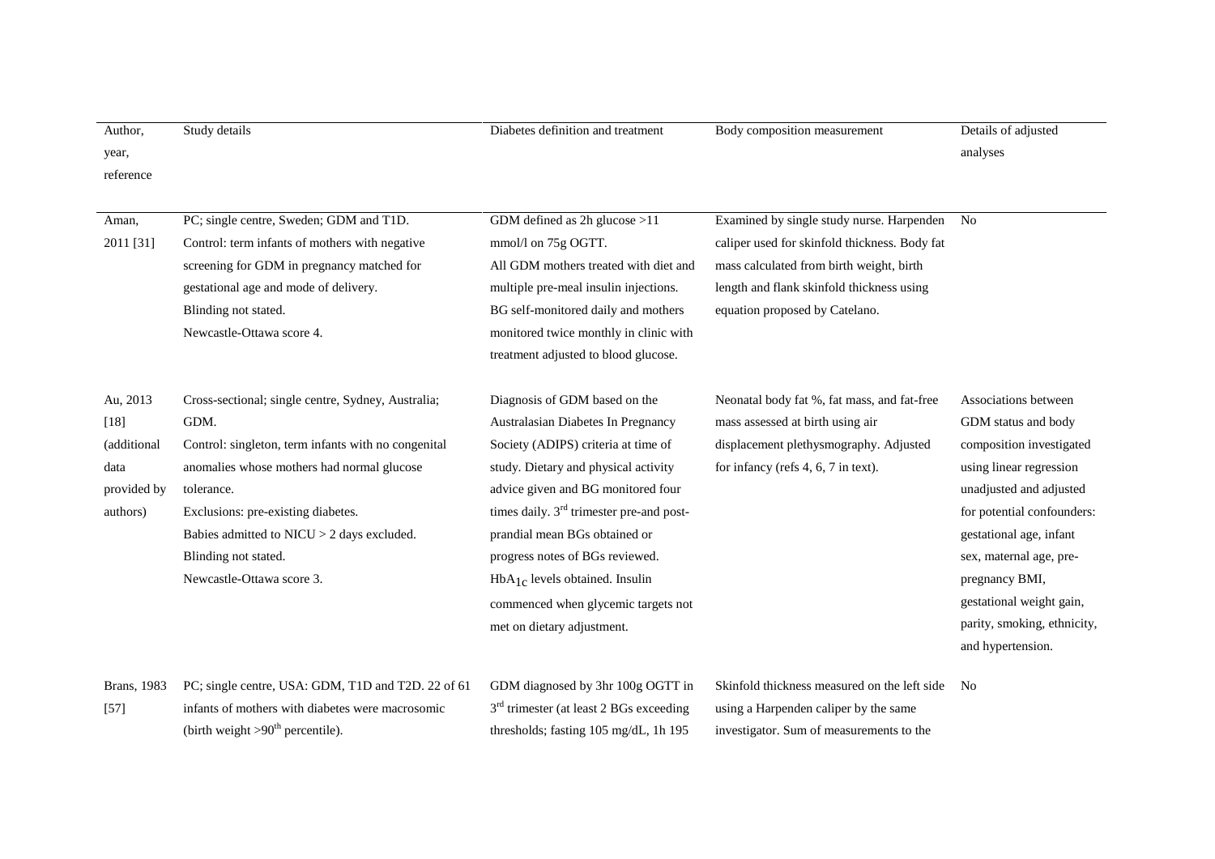| Author, year, reference | Study details | Diabetes definition and treatment | Body composition measurement | Details of adjusted analyses |
| --- | --- | --- | --- | --- |
| Aman, 2011 [31] | PC; single centre, Sweden; GDM and T1D. Control: term infants of mothers with negative screening for GDM in pregnancy matched for gestational age and mode of delivery. Blinding not stated. Newcastle-Ottawa score 4. | GDM defined as 2h glucose >11 mmol/l on 75g OGTT. All GDM mothers treated with diet and multiple pre-meal insulin injections. BG self-monitored daily and mothers monitored twice monthly in clinic with treatment adjusted to blood glucose. | Examined by single study nurse. Harpenden caliper used for skinfold thickness. Body fat mass calculated from birth weight, birth length and flank skinfold thickness using equation proposed by Catelano. | No |
| Au, 2013 [18] (additional data provided by authors) | Cross-sectional; single centre, Sydney, Australia; GDM. Control: singleton, term infants with no congenital anomalies whose mothers had normal glucose tolerance. Exclusions: pre-existing diabetes. Babies admitted to NICU > 2 days excluded. Blinding not stated. Newcastle-Ottawa score 3. | Diagnosis of GDM based on the Australasian Diabetes In Pregnancy Society (ADIPS) criteria at time of study. Dietary and physical activity advice given and BG monitored four times daily. 3rd trimester pre-and post-prandial mean BGs obtained or progress notes of BGs reviewed. $HbA_{1c}$ levels obtained. Insulin commenced when glycemic targets not met on dietary adjustment. | Neonatal body fat %, fat mass, and fat-free mass assessed at birth using air displacement plethysmography. Adjusted for infancy (refs 4, 6, 7 in text). | Associations between GDM status and body composition investigated using linear regression unadjusted and adjusted for potential confounders: gestational age, infant sex, maternal age, pre-pregnancy BMI, gestational weight gain, parity, smoking, ethnicity, and hypertension. |
| Brans, 1983 [57] | PC; single centre, USA: GDM, T1D and T2D. 22 of 61 infants of mothers with diabetes were macrosomic (birth weight >90th percentile). | GDM diagnosed by 3hr 100g OGTT in 3rd trimester (at least 2 BGs exceeding thresholds; fasting 105 mg/dL, 1h 195 | Skinfold thickness measured on the left side using a Harpenden caliper by the same investigator. Sum of measurements to the | No |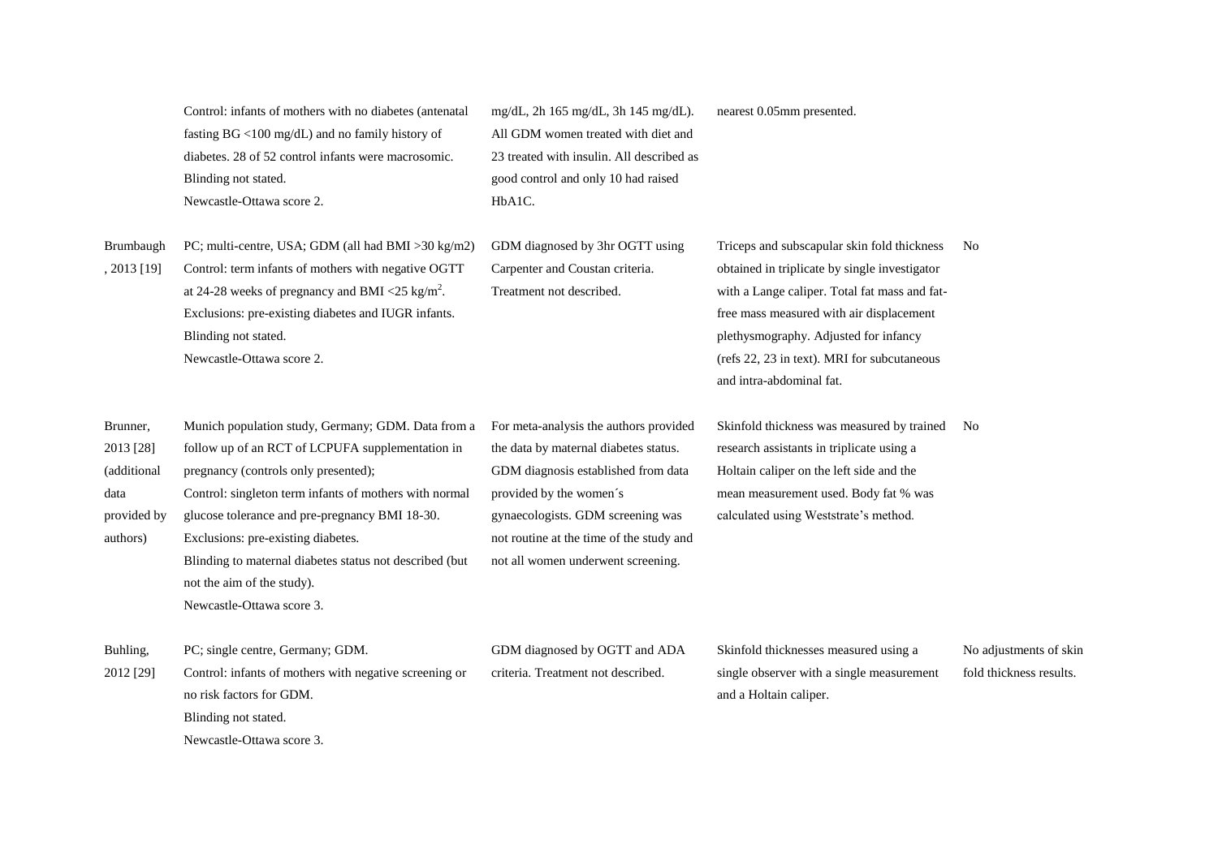| | | | | |
|---|---|---|---|---|
| | Control: infants of mothers with no diabetes (antenatal fasting BG <100 mg/dL) and no family history of diabetes. 28 of 52 control infants were macrosomic.<br>Blinding not stated.<br>Newcastle-Ottawa score 2. | mg/dL, 2h 165 mg/dL, 3h 145 mg/dL). All GDM women treated with diet and 23 treated with insulin. All described as good control and only 10 had raised HbA1C. | nearest 0.05mm presented. | |
| Brumbaugh, 2013 [19] | PC; multi-centre, USA; GDM (all had BMI >30 kg/m2)<br>Control: term infants of mothers with negative OGTT at 24-28 weeks of pregnancy and BMI <25 kg/m$^2$.<br>Exclusions: pre-existing diabetes and IUGR infants.<br>Blinding not stated.<br>Newcastle-Ottawa score 2. | GDM diagnosed by 3hr OGTT using Carpenter and Coustan criteria.<br>Treatment not described. | Triceps and subscapular skin fold thickness obtained in triplicate by single investigator with a Lange caliper. Total fat mass and fat-free mass measured with air displacement plethysmography. Adjusted for infancy (refs 22, 23 in text). MRI for subcutaneous and intra-abdominal fat. | No |
| Brunner, 2013 [28] (additional data provided by authors) | Munich population study, Germany; GDM. Data from a follow up of an RCT of LCPUFA supplementation in pregnancy (controls only presented);<br>Control: singleton term infants of mothers with normal glucose tolerance and pre-pregnancy BMI 18-30.<br>Exclusions: pre-existing diabetes.<br>Blinding to maternal diabetes status not described (but not the aim of the study).<br>Newcastle-Ottawa score 3. | For meta-analysis the authors provided the data by maternal diabetes status. GDM diagnosis established from data provided by the women´s gynaecologists. GDM screening was not routine at the time of the study and not all women underwent screening. | Skinfold thickness was measured by trained research assistants in triplicate using a Holtain caliper on the left side and the mean measurement used. Body fat % was calculated using Weststrate's method. | No |
| Buhling, 2012 [29] | PC; single centre, Germany; GDM.<br>Control: infants of mothers with negative screening or no risk factors for GDM.<br>Blinding not stated.<br>Newcastle-Ottawa score 3. | GDM diagnosed by OGTT and ADA criteria. Treatment not described. | Skinfold thicknesses measured using a single observer with a single measurement and a Holtain caliper. | No adjustments of skin fold thickness results. |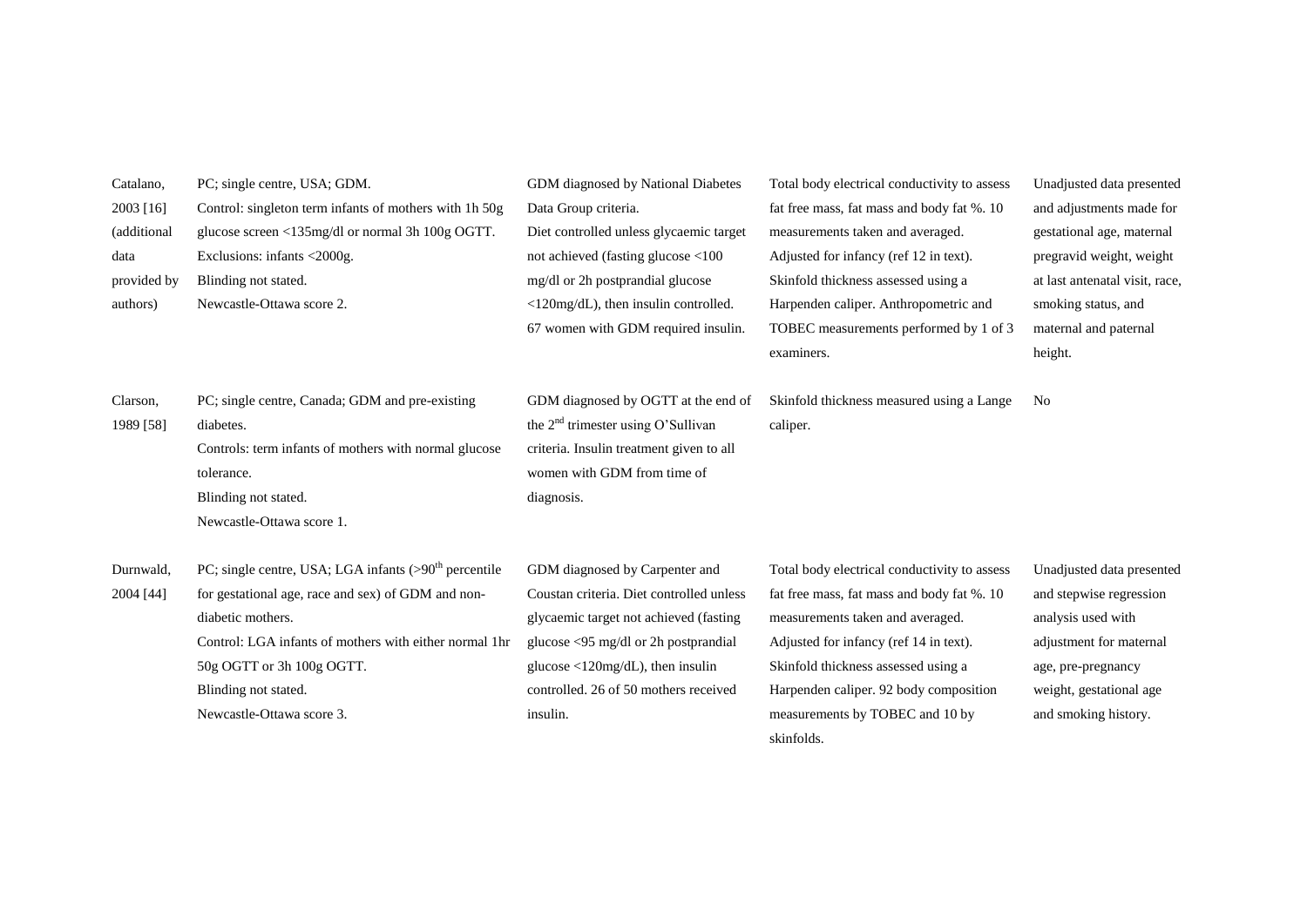| | | | | |
|---|---|---|---|---|
| Catalano, 2003 [16] (additional data provided by authors) | PC; single centre, USA; GDM.<br>Control: singleton term infants of mothers with 1h 50g glucose screen <135mg/dl or normal 3h 100g OGTT.<br>Exclusions: infants <2000g.<br>Blinding not stated.<br>Newcastle-Ottawa score 2. | GDM diagnosed by National Diabetes Data Group criteria.<br>Diet controlled unless glycaemic target not achieved (fasting glucose <100 mg/dl or 2h postprandial glucose <120mg/dL), then insulin controlled. 67 women with GDM required insulin. | Total body electrical conductivity to assess fat free mass, fat mass and body fat %. 10 measurements taken and averaged. Adjusted for infancy (ref 12 in text). Skinfold thickness assessed using a Harpenden caliper. Anthropometric and TOBEC measurements performed by 1 of 3 examiners. | Unadjusted data presented and adjustments made for gestational age, maternal pregravid weight, weight at last antenatal visit, race, smoking status, and maternal and paternal height. |
| Clarson, 1989 [58] | PC; single centre, Canada; GDM and pre-existing diabetes.<br>Controls: term infants of mothers with normal glucose tolerance.<br>Blinding not stated.<br>Newcastle-Ottawa score 1. | GDM diagnosed by OGTT at the end of the 2[nd] trimester using O'Sullivan criteria. Insulin treatment given to all women with GDM from time of diagnosis. | Skinfold thickness measured using a Lange caliper. | No |
| Durnwald, 2004 [44] | PC; single centre, USA; LGA infants (>90[th] percentile for gestational age, race and sex) of GDM and non-diabetic mothers.<br>Control: LGA infants of mothers with either normal 1hr 50g OGTT or 3h 100g OGTT.<br>Blinding not stated.<br>Newcastle-Ottawa score 3. | GDM diagnosed by Carpenter and Coustan criteria. Diet controlled unless glycaemic target not achieved (fasting glucose <95 mg/dl or 2h postprandial glucose <120mg/dL), then insulin controlled. 26 of 50 mothers received insulin. | Total body electrical conductivity to assess fat free mass, fat mass and body fat %. 10 measurements taken and averaged. Adjusted for infancy (ref 14 in text). Skinfold thickness assessed using a Harpenden caliper. 92 body composition measurements by TOBEC and 10 by skinfolds. | Unadjusted data presented and stepwise regression analysis used with adjustment for maternal age, pre-pregnancy weight, gestational age and smoking history. |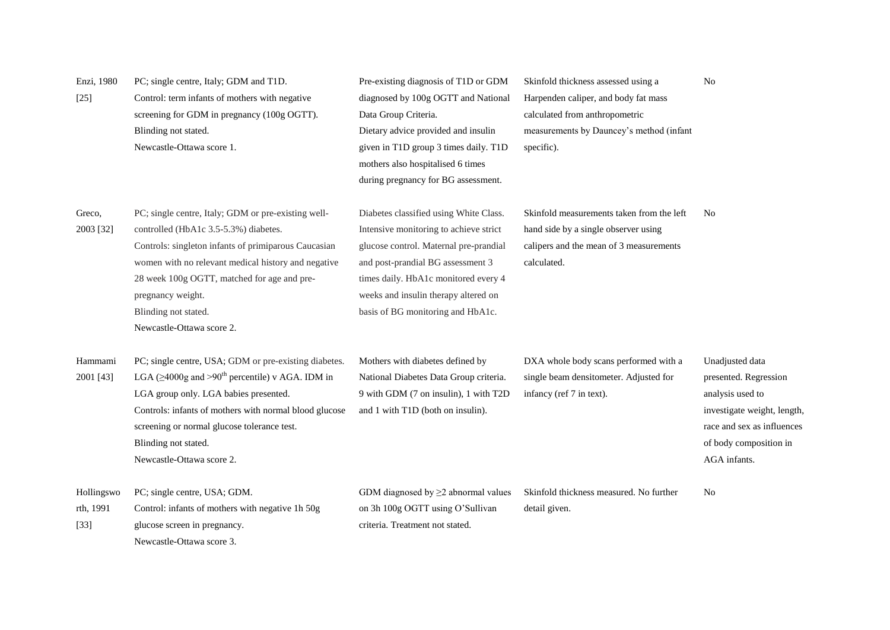| | | | | |
|---|---|---|---|---|
| Enzi, 1980 [25] | PC; single centre, Italy; GDM and T1D.<br>Control: term infants of mothers with negative screening for GDM in pregnancy (100g OGTT).<br>Blinding not stated.<br>Newcastle-Ottawa score 1. | Pre-existing diagnosis of T1D or GDM diagnosed by 100g OGTT and National Data Group Criteria.<br>Dietary advice provided and insulin given in T1D group 3 times daily. T1D mothers also hospitalised 6 times during pregnancy for BG assessment. | Skinfold thickness assessed using a Harpenden caliper, and body fat mass calculated from anthropometric measurements by Dauncey's method (infant specific). | No |
| Greco, 2003 [32] | PC; single centre, Italy; GDM or pre-existing well-controlled (HbA1c 3.5-5.3%) diabetes.<br>Controls: singleton infants of primiparous Caucasian women with no relevant medical history and negative 28 week 100g OGTT, matched for age and pre-pregnancy weight.<br>Blinding not stated.<br>Newcastle-Ottawa score 2. | Diabetes classified using White Class. Intensive monitoring to achieve strict glucose control. Maternal pre-prandial and post-prandial BG assessment 3 times daily. HbA1c monitored every 4 weeks and insulin therapy altered on basis of BG monitoring and HbA1c. | Skinfold measurements taken from the left hand side by a single observer using calipers and the mean of 3 measurements calculated. | No |
| Hammami 2001 [43] | PC; single centre, USA; GDM or pre-existing diabetes. LGA (≥4000g and >90$^{th}$ percentile) v AGA. IDM in LGA group only. LGA babies presented.<br>Controls: infants of mothers with normal blood glucose screening or normal glucose tolerance test.<br>Blinding not stated.<br>Newcastle-Ottawa score 2. | Mothers with diabetes defined by National Diabetes Data Group criteria. 9 with GDM (7 on insulin), 1 with T2D and 1 with T1D (both on insulin). | DXA whole body scans performed with a single beam densitometer. Adjusted for infancy (ref 7 in text). | Unadjusted data presented. Regression analysis used to investigate weight, length, race and sex as influences of body composition in AGA infants. |
| Hollingsworth, 1991 [33] | PC; single centre, USA; GDM.<br>Control: infants of mothers with negative 1h 50g glucose screen in pregnancy.<br>Newcastle-Ottawa score 3. | GDM diagnosed by ≥2 abnormal values on 3h 100g OGTT using O'Sullivan criteria. Treatment not stated. | Skinfold thickness measured. No further detail given. | No |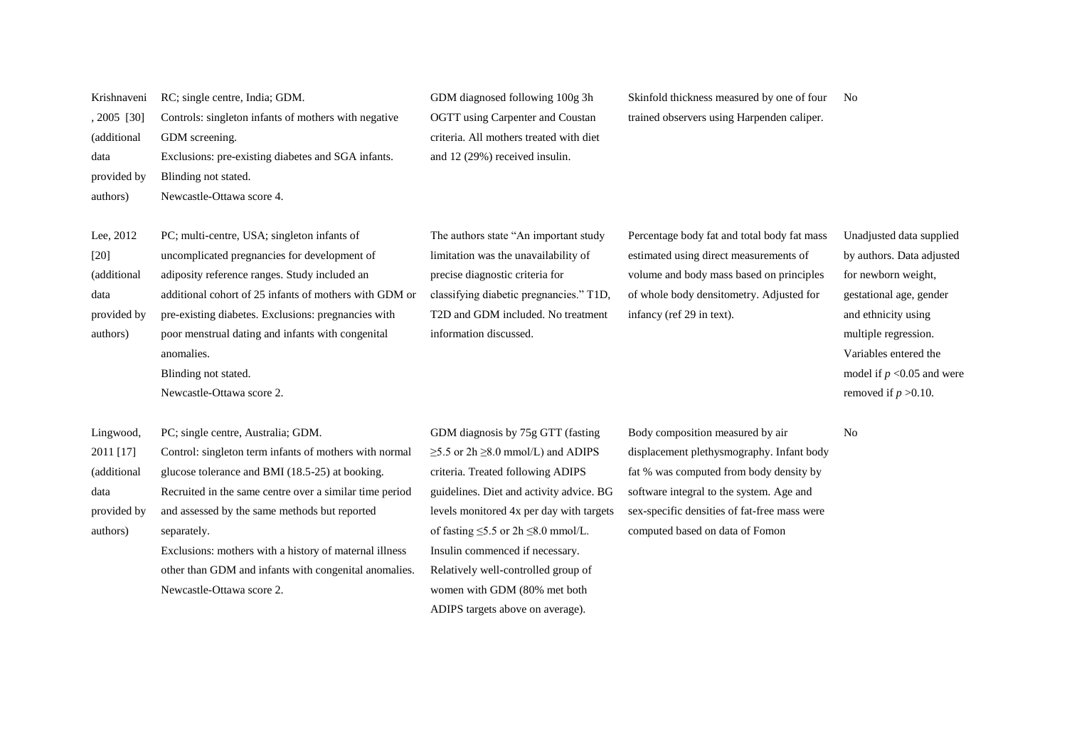| | | | | |
|---|---|---|---|---|
| Krishnaveni, 2005 [30] (additional data provided by authors) | RC; single centre, India; GDM. Controls: singleton infants of mothers with negative GDM screening. Exclusions: pre-existing diabetes and SGA infants. Blinding not stated. Newcastle-Ottawa score 4. | GDM diagnosed following 100g 3h OGTT using Carpenter and Coustan criteria. All mothers treated with diet and 12 (29%) received insulin. | Skinfold thickness measured by one of four trained observers using Harpenden caliper. | No |
| Lee, 2012 [20] (additional data provided by authors) | PC; multi-centre, USA; singleton infants of uncomplicated pregnancies for development of adiposity reference ranges. Study included an additional cohort of 25 infants of mothers with GDM or pre-existing diabetes. Exclusions: pregnancies with poor menstrual dating and infants with congenital anomalies. Blinding not stated. Newcastle-Ottawa score 2. | The authors state "An important study limitation was the unavailability of precise diagnostic criteria for classifying diabetic pregnancies." T1D, T2D and GDM included. No treatment information discussed. | Percentage body fat and total body fat mass estimated using direct measurements of volume and body mass based on principles of whole body densitometry. Adjusted for infancy (ref 29 in text). | Unadjusted data supplied by authors. Data adjusted for newborn weight, gestational age, gender and ethnicity using multiple regression. Variables entered the model if $p$ <0.05 and were removed if $p$ >0.10. |
| Lingwood, 2011 [17] (additional data provided by authors) | PC; single centre, Australia; GDM. Control: singleton term infants of mothers with normal glucose tolerance and BMI (18.5-25) at booking. Recruited in the same centre over a similar time period and assessed by the same methods but reported separately. Exclusions: mothers with a history of maternal illness other than GDM and infants with congenital anomalies. Newcastle-Ottawa score 2. | GDM diagnosis by 75g GTT (fasting ≥5.5 or 2h ≥8.0 mmol/L) and ADIPS criteria. Treated following ADIPS guidelines. Diet and activity advice. BG levels monitored 4x per day with targets of fasting ≤5.5 or 2h ≤8.0 mmol/L. Insulin commenced if necessary. Relatively well-controlled group of women with GDM (80% met both ADIPS targets above on average). | Body composition measured by air displacement plethysmography. Infant body fat % was computed from body density by software integral to the system. Age and sex-specific densities of fat-free mass were computed based on data of Fomon | No |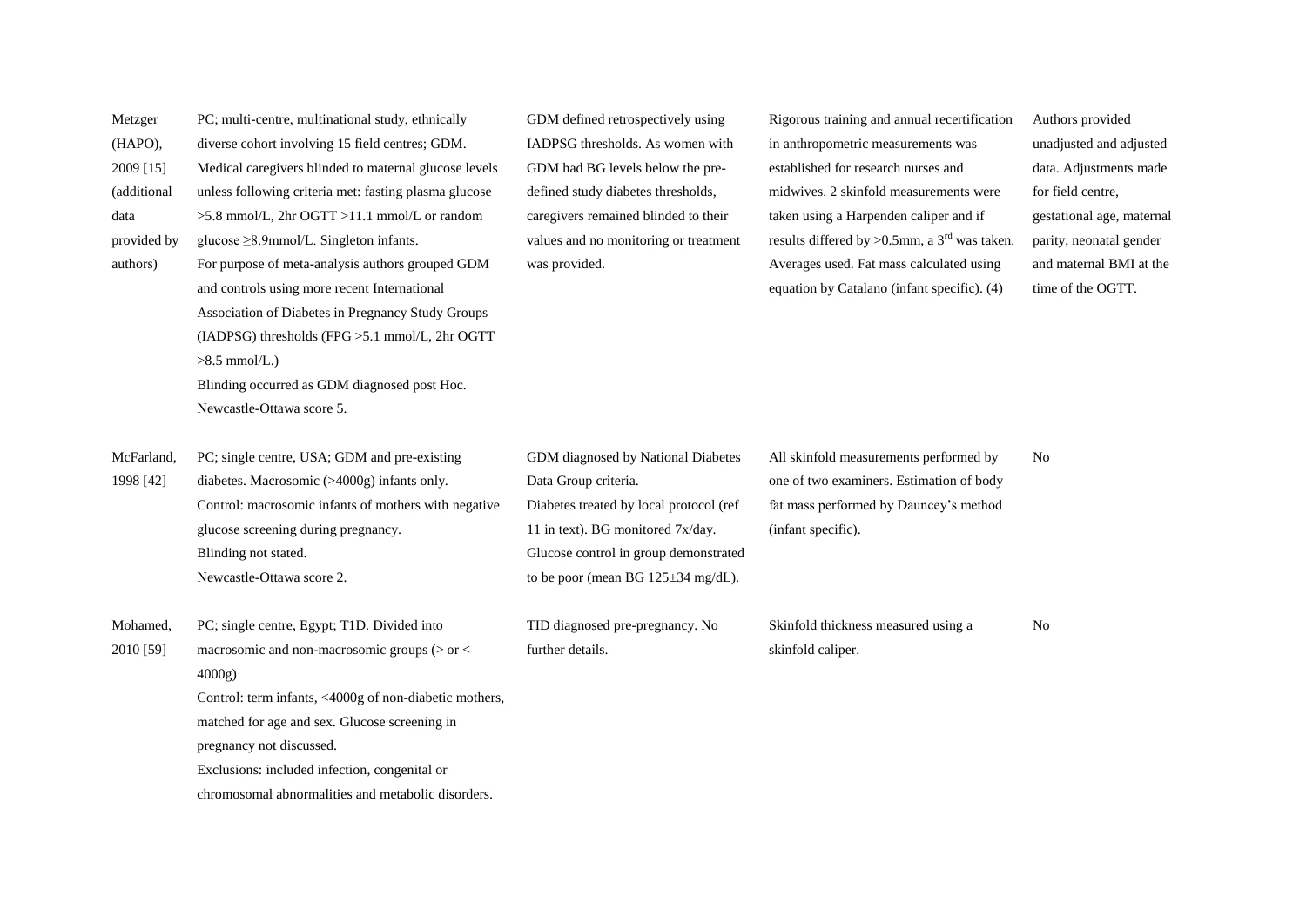| | | | | |
|---|---|---|---|---|
| Metzger (HAPO), 2009 [15] (additional data provided by authors) | PC; multi-centre, multinational study, ethnically diverse cohort involving 15 field centres; GDM. Medical caregivers blinded to maternal glucose levels unless following criteria met: fasting plasma glucose >5.8 mmol/L, 2hr OGTT >11.1 mmol/L or random glucose ≥8.9mmol/L. Singleton infants.<br>For purpose of meta-analysis authors grouped GDM and controls using more recent International Association of Diabetes in Pregnancy Study Groups (IADPSG) thresholds (FPG >5.1 mmol/L, 2hr OGTT >8.5 mmol/L.)<br>Blinding occurred as GDM diagnosed post Hoc.<br>Newcastle-Ottawa score 5. | GDM defined retrospectively using IADPSG thresholds. As women with GDM had BG levels below the pre-defined study diabetes thresholds, caregivers remained blinded to their values and no monitoring or treatment was provided. | Rigorous training and annual recertification in anthropometric measurements was established for research nurses and midwives. 2 skinfold measurements were taken using a Harpenden caliper and if results differed by >0.5mm, a 3rd was taken. Averages used. Fat mass calculated using equation by Catalano (infant specific). (4) | Authors provided unadjusted and adjusted data. Adjustments made for field centre, gestational age, maternal parity, neonatal gender and maternal BMI at the time of the OGTT. |
| McFarland, 1998 [42] | PC; single centre, USA; GDM and pre-existing diabetes. Macrosomic (>4000g) infants only.<br>Control: macrosomic infants of mothers with negative glucose screening during pregnancy.<br>Blinding not stated.<br>Newcastle-Ottawa score 2. | GDM diagnosed by National Diabetes Data Group criteria.<br>Diabetes treated by local protocol (ref 11 in text). BG monitored 7x/day. Glucose control in group demonstrated to be poor (mean BG 125±34 mg/dL). | All skinfold measurements performed by one of two examiners. Estimation of body fat mass performed by Dauncey's method (infant specific). | No |
| Mohamed, 2010 [59] | PC; single centre, Egypt; T1D. Divided into macrosomic and non-macrosomic groups (> or < 4000g)<br>Control: term infants, <4000g of non-diabetic mothers, matched for age and sex. Glucose screening in pregnancy not discussed.<br>Exclusions: included infection, congenital or chromosomal abnormalities and metabolic disorders. | TID diagnosed pre-pregnancy. No further details. | Skinfold thickness measured using a skinfold caliper. | No |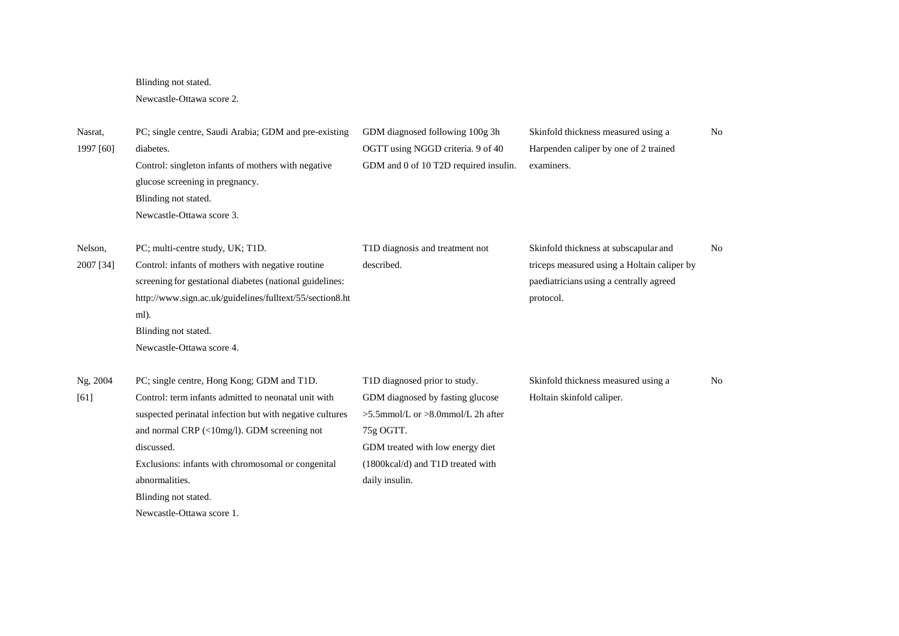| | | | | |
|---|---|---|---|---|
| | Blinding not stated.<br>Newcastle-Ottawa score 2. | | | |
| Nasrat, 1997 [60] | PC; single centre, Saudi Arabia; GDM and pre-existing diabetes.<br>Control: singleton infants of mothers with negative glucose screening in pregnancy.<br>Blinding not stated.<br>Newcastle-Ottawa score 3. | GDM diagnosed following 100g 3h OGTT using NGGD criteria. 9 of 40 GDM and 0 of 10 T2D required insulin. | Skinfold thickness measured using a Harpenden caliper by one of 2 trained examiners. | No |
| Nelson, 2007 [34] | PC; multi-centre study, UK; T1D.<br>Control: infants of mothers with negative routine screening for gestational diabetes (national guidelines: http://www.sign.ac.uk/guidelines/fulltext/55/section8.html).<br>Blinding not stated.<br>Newcastle-Ottawa score 4. | T1D diagnosis and treatment not described. | Skinfold thickness at subscapular and triceps measured using a Holtain caliper by paediatricians using a centrally agreed protocol. | No |
| Ng, 2004 [61] | PC; single centre, Hong Kong; GDM and T1D.<br>Control: term infants admitted to neonatal unit with suspected perinatal infection but with negative cultures and normal CRP (<10mg/l). GDM screening not discussed.<br>Exclusions: infants with chromosomal or congenital abnormalities.<br>Blinding not stated.<br>Newcastle-Ottawa score 1. | T1D diagnosed prior to study.<br>GDM diagnosed by fasting glucose >5.5mmol/L or >8.0mmol/L 2h after 75g OGTT.<br>GDM treated with low energy diet (1800kcal/d) and T1D treated with daily insulin. | Skinfold thickness measured using a Holtain skinfold caliper. | No |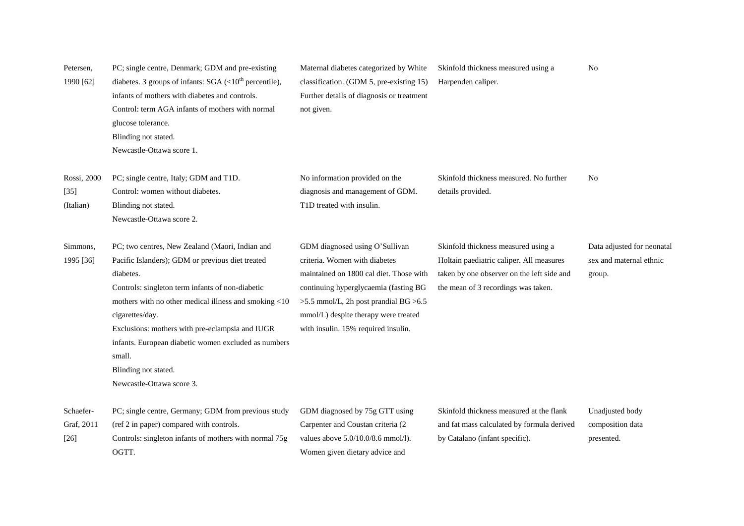| | | | | |
|---|---|---|---|---|
| Petersen, 1990 [62] | PC; single centre, Denmark; GDM and pre-existing diabetes. 3 groups of infants: SGA (<10th percentile), infants of mothers with diabetes and controls.<br>Control: term AGA infants of mothers with normal glucose tolerance.<br>Blinding not stated.<br>Newcastle-Ottawa score 1. | Maternal diabetes categorized by White classification. (GDM 5, pre-existing 15) Further details of diagnosis or treatment not given. | Skinfold thickness measured using a Harpenden caliper. | No |
| Rossi, 2000 [35] (Italian) | PC; single centre, Italy; GDM and T1D.<br>Control: women without diabetes.<br>Blinding not stated.<br>Newcastle-Ottawa score 2. | No information provided on the diagnosis and management of GDM. T1D treated with insulin. | Skinfold thickness measured. No further details provided. | No |
| Simmons, 1995 [36] | PC; two centres, New Zealand (Maori, Indian and Pacific Islanders); GDM or previous diet treated diabetes.<br>Controls: singleton term infants of non-diabetic mothers with no other medical illness and smoking <10 cigarettes/day.<br>Exclusions: mothers with pre-eclampsia and IUGR infants. European diabetic women excluded as numbers small.<br>Blinding not stated.<br>Newcastle-Ottawa score 3. | GDM diagnosed using O'Sullivan criteria. Women with diabetes maintained on 1800 cal diet. Those with continuing hyperglycaemia (fasting BG >5.5 mmol/L, 2h post prandial BG >6.5 mmol/L) despite therapy were treated with insulin. 15% required insulin. | Skinfold thickness measured using a Holtain paediatric caliper. All measures taken by one observer on the left side and the mean of 3 recordings was taken. | Data adjusted for neonatal sex and maternal ethnic group. |
| Schaefer-Graf, 2011 [26] | PC; single centre, Germany; GDM from previous study (ref 2 in paper) compared with controls.<br>Controls: singleton infants of mothers with normal 75g OGTT. | GDM diagnosed by 75g GTT using Carpenter and Coustan criteria (2 values above 5.0/10.0/8.6 mmol/l). Women given dietary advice and | Skinfold thickness measured at the flank and fat mass calculated by formula derived by Catalano (infant specific). | Unadjusted body composition data presented. |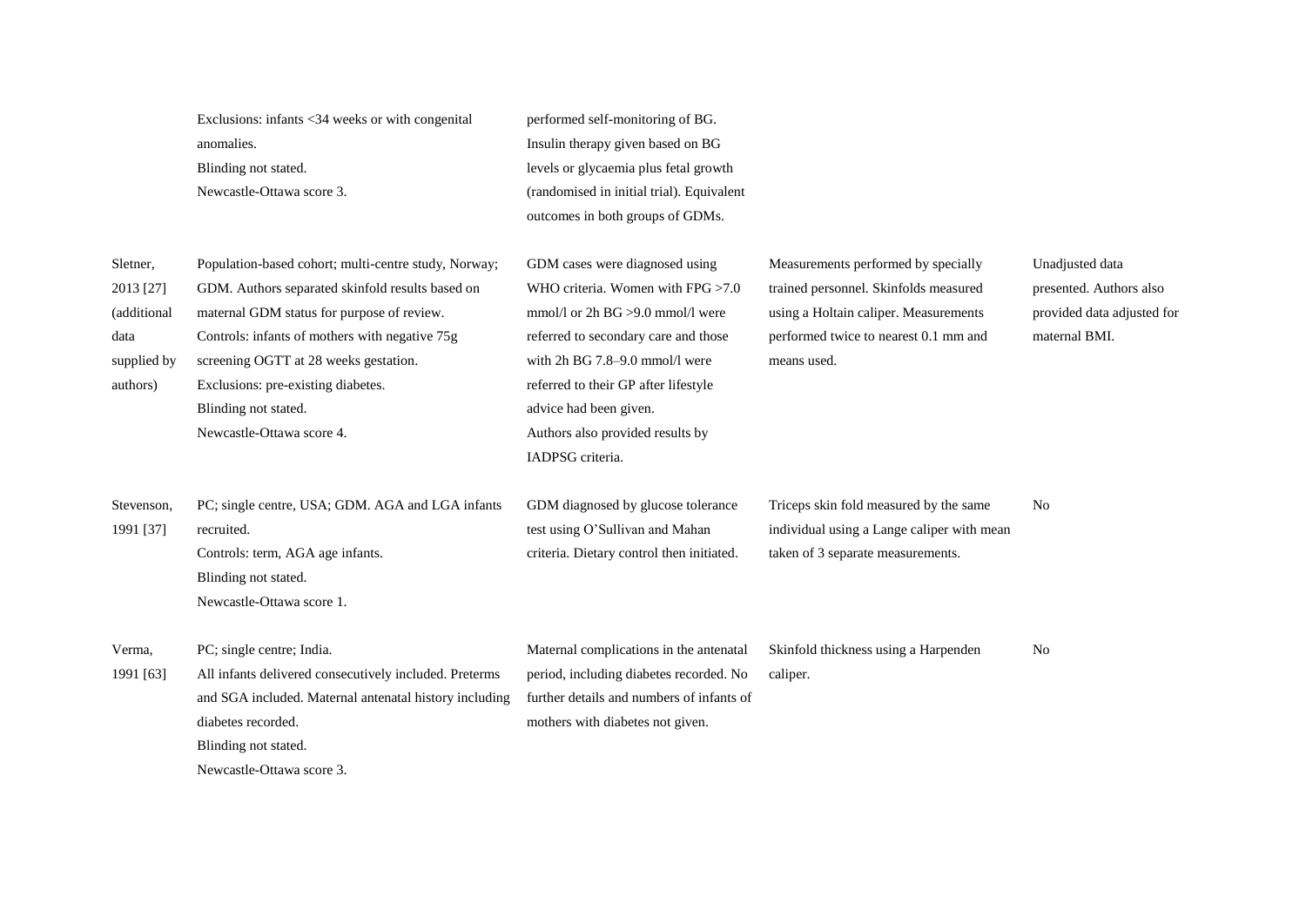| | | | | |
|---|---|---|---|---|
| | Exclusions: infants <34 weeks or with congenital anomalies.<br>Blinding not stated.<br>Newcastle-Ottawa score 3. | performed self-monitoring of BG. Insulin therapy given based on BG levels or glycaemia plus fetal growth (randomised in initial trial). Equivalent outcomes in both groups of GDMs. | | |
| Sletner, 2013 [27] (additional data supplied by authors) | Population-based cohort; multi-centre study, Norway; GDM. Authors separated skinfold results based on maternal GDM status for purpose of review.<br>Controls: infants of mothers with negative 75g screening OGTT at 28 weeks gestation.<br>Exclusions: pre-existing diabetes.<br>Blinding not stated.<br>Newcastle-Ottawa score 4. | GDM cases were diagnosed using WHO criteria. Women with FPG >7.0 mmol/l or 2h BG >9.0 mmol/l were referred to secondary care and those with 2h BG 7.8–9.0 mmol/l were referred to their GP after lifestyle advice had been given.<br>Authors also provided results by IADPSG criteria. | Measurements performed by specially trained personnel. Skinfolds measured using a Holtain caliper. Measurements performed twice to nearest 0.1 mm and means used. | Unadjusted data presented. Authors also provided data adjusted for maternal BMI. |
| Stevenson, 1991 [37] | PC; single centre, USA; GDM. AGA and LGA infants recruited.<br>Controls: term, AGA age infants.<br>Blinding not stated.<br>Newcastle-Ottawa score 1. | GDM diagnosed by glucose tolerance test using O'Sullivan and Mahan criteria. Dietary control then initiated. | Triceps skin fold measured by the same individual using a Lange caliper with mean taken of 3 separate measurements. | No |
| Verma, 1991 [63] | PC; single centre; India.<br>All infants delivered consecutively included. Preterms and SGA included. Maternal antenatal history including diabetes recorded.<br>Blinding not stated.<br>Newcastle-Ottawa score 3. | Maternal complications in the antenatal period, including diabetes recorded. No further details and numbers of infants of mothers with diabetes not given. | Skinfold thickness using a Harpenden caliper. | No |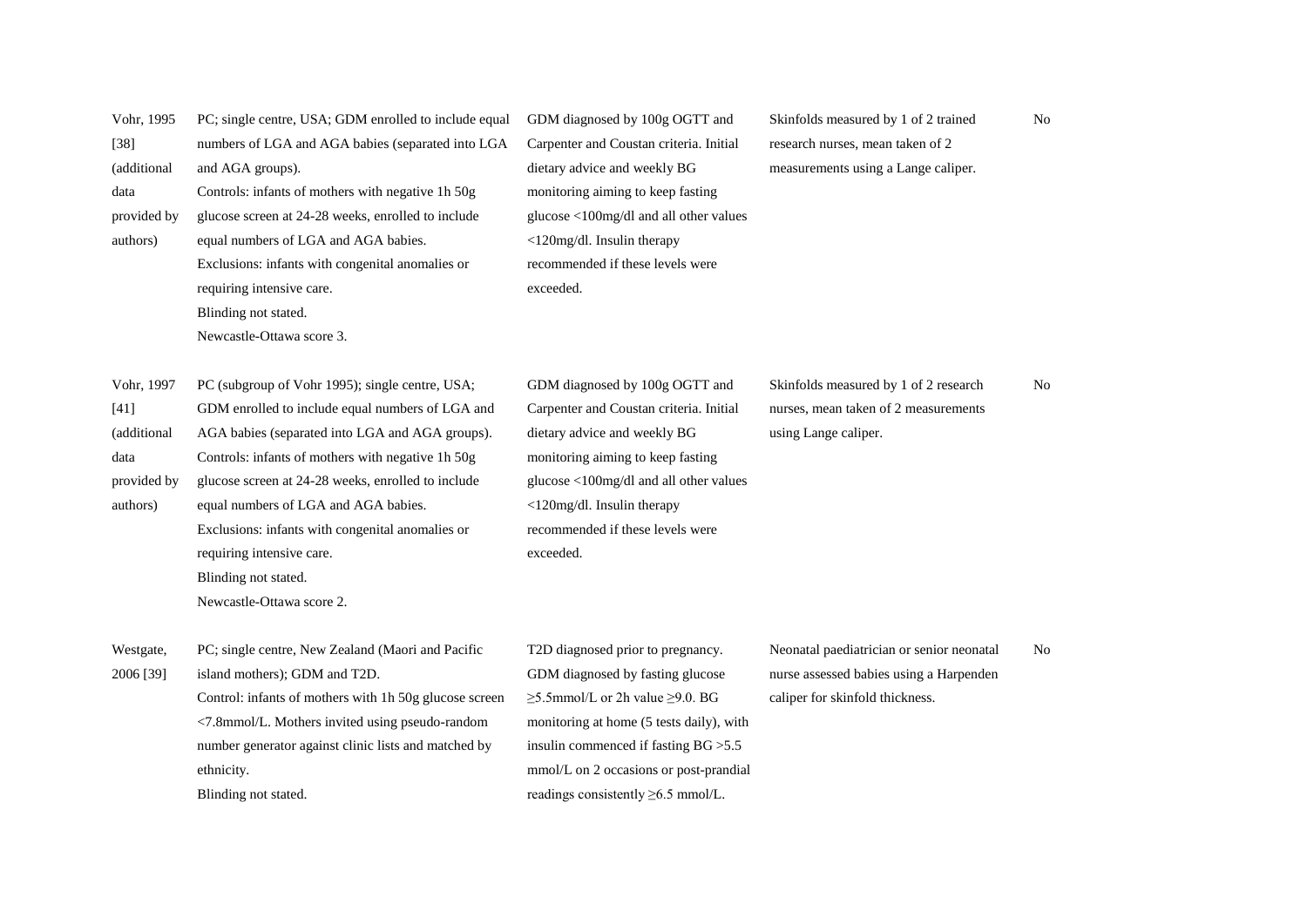| | | | | |
|---|---|---|---|---|
| Vohr, 1995 [38] (additional data provided by authors) | PC; single centre, USA; GDM enrolled to include equal numbers of LGA and AGA babies (separated into LGA and AGA groups).<br>Controls: infants of mothers with negative 1h 50g glucose screen at 24-28 weeks, enrolled to include equal numbers of LGA and AGA babies.<br>Exclusions: infants with congenital anomalies or requiring intensive care.<br>Blinding not stated.<br>Newcastle-Ottawa score 3. | GDM diagnosed by 100g OGTT and Carpenter and Coustan criteria. Initial dietary advice and weekly BG monitoring aiming to keep fasting glucose <100mg/dl and all other values <120mg/dl. Insulin therapy recommended if these levels were exceeded. | Skinfolds measured by 1 of 2 trained research nurses, mean taken of 2 measurements using a Lange caliper. | No |
| Vohr, 1997 [41] (additional data provided by authors) | PC (subgroup of Vohr 1995); single centre, USA; GDM enrolled to include equal numbers of LGA and AGA babies (separated into LGA and AGA groups).<br>Controls: infants of mothers with negative 1h 50g glucose screen at 24-28 weeks, enrolled to include equal numbers of LGA and AGA babies.<br>Exclusions: infants with congenital anomalies or requiring intensive care.<br>Blinding not stated.<br>Newcastle-Ottawa score 2. | GDM diagnosed by 100g OGTT and Carpenter and Coustan criteria. Initial dietary advice and weekly BG monitoring aiming to keep fasting glucose <100mg/dl and all other values <120mg/dl. Insulin therapy recommended if these levels were exceeded. | Skinfolds measured by 1 of 2 research nurses, mean taken of 2 measurements using Lange caliper. | No |
| Westgate, 2006 [39] | PC; single centre, New Zealand (Maori and Pacific island mothers); GDM and T2D.<br>Control: infants of mothers with 1h 50g glucose screen <7.8mmol/L. Mothers invited using pseudo-random number generator against clinic lists and matched by ethnicity.<br>Blinding not stated. | T2D diagnosed prior to pregnancy. GDM diagnosed by fasting glucose ≥5.5mmol/L or 2h value ≥9.0. BG monitoring at home (5 tests daily), with insulin commenced if fasting BG >5.5 mmol/L on 2 occasions or post-prandial readings consistently ≥6.5 mmol/L. | Neonatal paediatrician or senior neonatal nurse assessed babies using a Harpenden caliper for skinfold thickness. | No |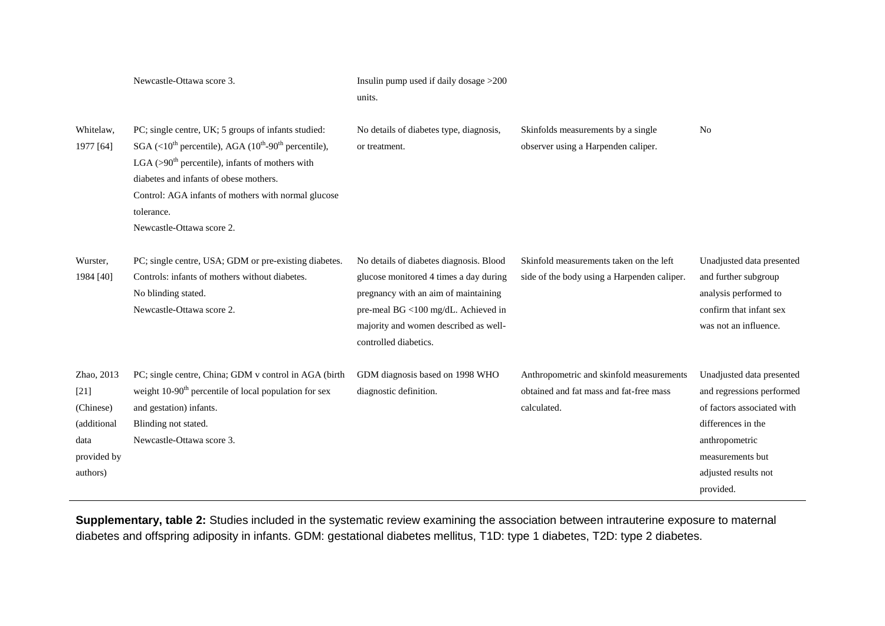| | | | | |
|---|---|---|---|---|
| | Newcastle-Ottawa score 3. | Insulin pump used if daily dosage >200 units. | | |
| Whitelaw, 1977 [64] | PC; single centre, UK; 5 groups of infants studied: SGA (<10$^{th}$ percentile), AGA (10$^{th}$-90$^{th}$ percentile), LGA (>90$^{th}$ percentile), infants of mothers with diabetes and infants of obese mothers.<br>Control: AGA infants of mothers with normal glucose tolerance.<br>Newcastle-Ottawa score 2. | No details of diabetes type, diagnosis, or treatment. | Skinfolds measurements by a single observer using a Harpenden caliper. | No |
| Wurster, 1984 [40] | PC; single centre, USA; GDM or pre-existing diabetes.<br>Controls: infants of mothers without diabetes.<br>No blinding stated.<br>Newcastle-Ottawa score 2. | No details of diabetes diagnosis. Blood glucose monitored 4 times a day during pregnancy with an aim of maintaining pre-meal BG <100 mg/dL. Achieved in majority and women described as well-controlled diabetics. | Skinfold measurements taken on the left side of the body using a Harpenden caliper. | Unadjusted data presented and further subgroup analysis performed to confirm that infant sex was not an influence. |
| Zhao, 2013 [21] (Chinese) (additional data provided by authors) | PC; single centre, China; GDM v control in AGA (birth weight 10-90$^{th}$ percentile of local population for sex and gestation) infants.<br>Blinding not stated.<br>Newcastle-Ottawa score 3. | GDM diagnosis based on 1998 WHO diagnostic definition. | Anthropometric and skinfold measurements obtained and fat mass and fat-free mass calculated. | Unadjusted data presented and regressions performed of factors associated with differences in the anthropometric measurements but adjusted results not provided. |

**Supplementary, table 2:** Studies included in the systematic review examining the association between intrauterine exposure to maternal diabetes and offspring adiposity in infants. GDM: gestational diabetes mellitus, T1D: type 1 diabetes, T2D: type 2 diabetes.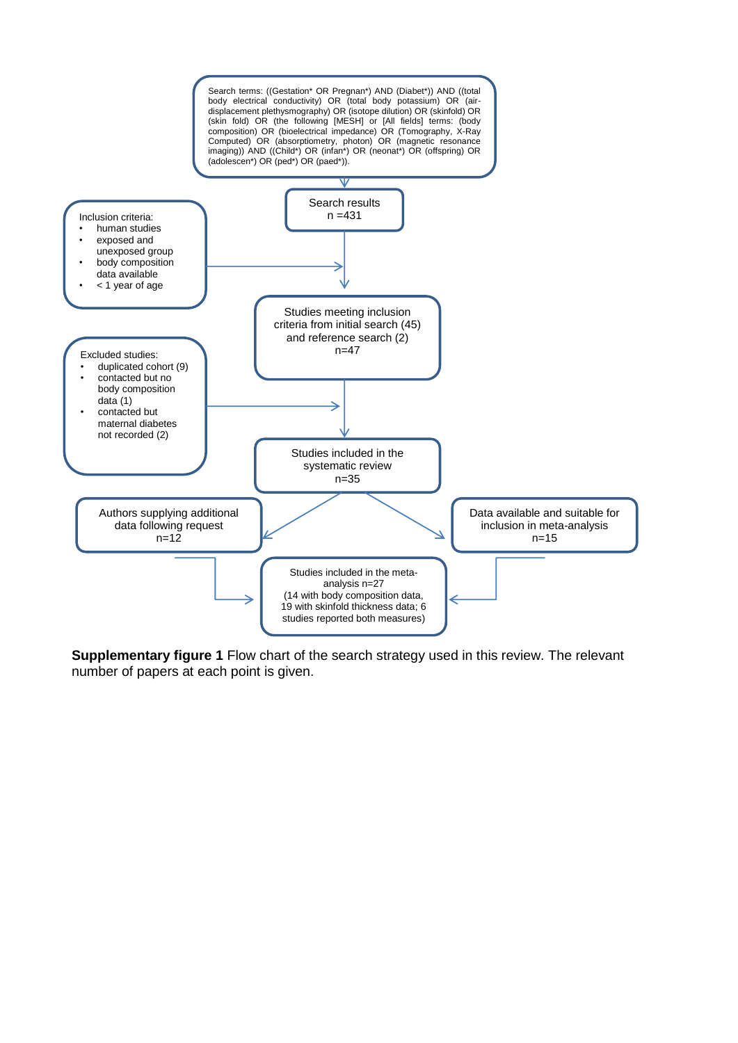Search terms: ((Gestation* OR Pregnan*) AND (Diabet*)) AND ((total body electrical conductivity) OR (total body potassium) OR (air-displacement plethysmography) OR (isotope dilution) OR (skinfold) OR (skin fold) OR (the following [MESH] or [All fields] terms: (body composition) OR (bioelectrical impedance) OR (Tomography, X-Ray Computed) OR (absorptiometry, photon) OR (magnetic resonance imaging)) AND ((Child*) OR (infan*) OR (neonat*) OR (offspring) OR (adolescen*) OR (ped*) OR (paed*)).

Search results
n =431

Inclusion criteria:

- human studies
- exposed and unexposed group
- body composition data available
- < 1 year of age

Studies meeting inclusion criteria from initial search (45) and reference search (2)
n=47

Excluded studies:

- duplicated cohort (9)
- contacted but no body composition data (1)
- contacted but maternal diabetes not recorded (2)

Studies included in the systematic review
n=35

Authors supplying additional data following request
n=12

Data available and suitable for inclusion in meta-analysis
n=15

Studies included in the meta-analysis n=27
(14 with body composition data, 19 with skinfold thickness data; 6 studies reported both measures)

**Supplementary figure 1** Flow chart of the search strategy used in this review. The relevant number of papers at each point is given.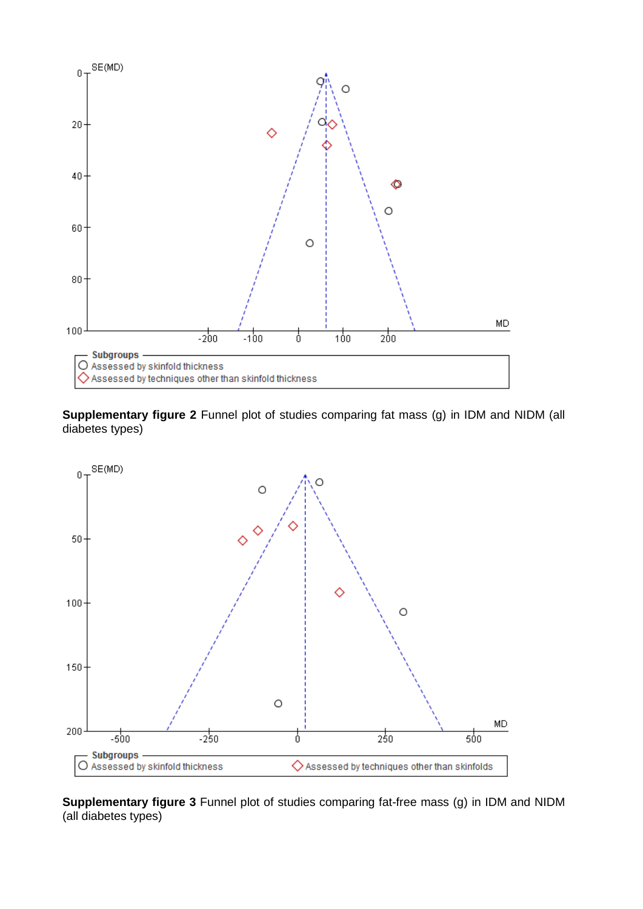**Supplementary figure 2** Funnel plot of studies comparing fat mass (g) in IDM and NIDM (all diabetes types)

**Supplementary figure 3** Funnel plot of studies comparing fat-free mass (g) in IDM and NIDM (all diabetes types)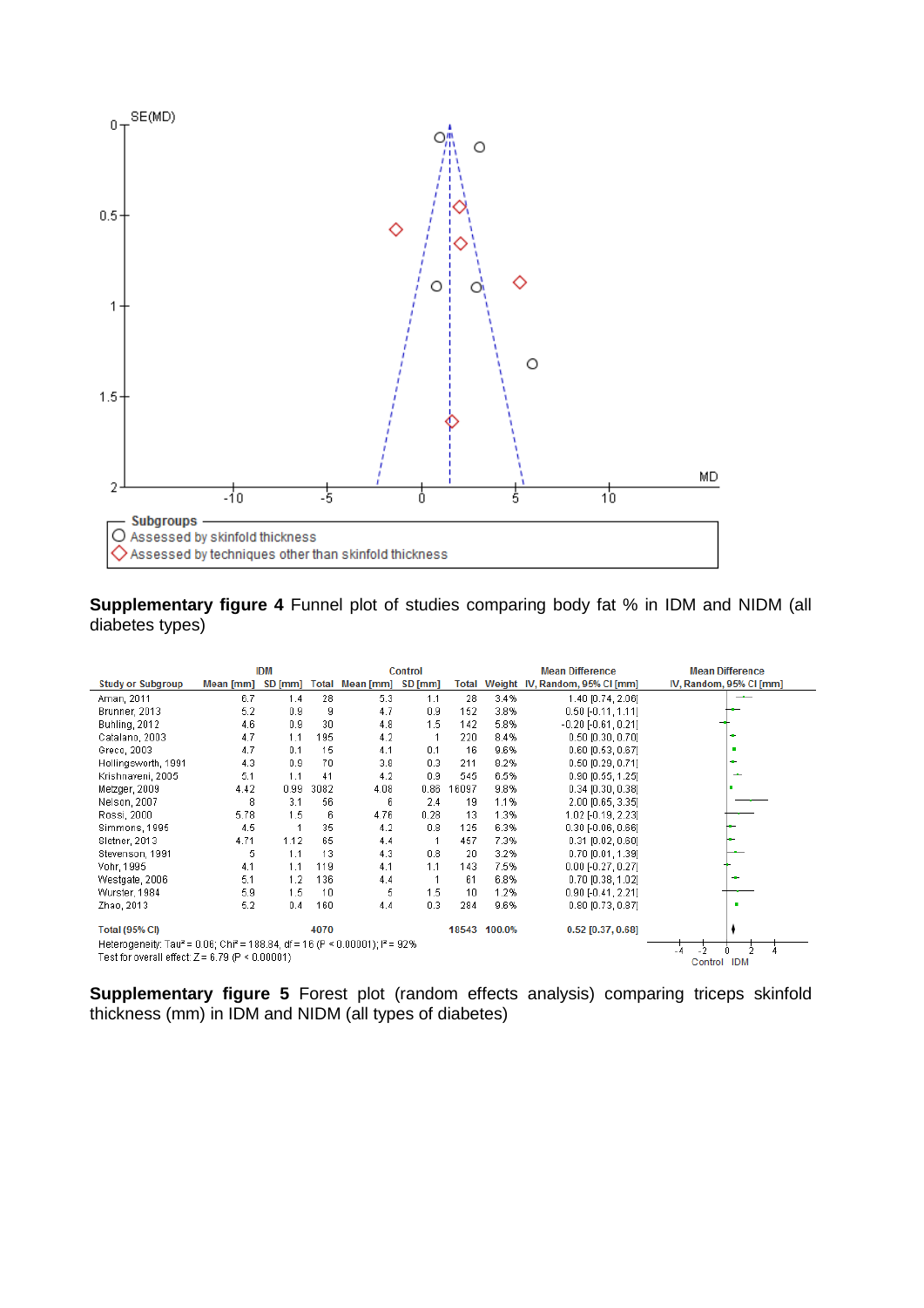**Supplementary figure 4** Funnel plot of studies comparing body fat % in IDM and NIDM (all diabetes types)

| Study or Subgroup | IDM Mean [mm] | IDM SD [mm] | IDM Total | Control Mean [mm] | Control SD [mm] | Control Total | Weight | Mean Difference IV, Random, 95% CI [mm] |
|---|---|---|---|---|---|---|---|---|
| Aman, 2011 | 6.7 | 1.4 | 28 | 5.3 | 1.1 | 28 | 3.4% | 1.40 [0.74, 2.06] |
| Brunner, 2013 | 5.2 | 0.9 | 9 | 4.7 | 0.9 | 152 | 3.8% | 0.50 [-0.11, 1.11] |
| Buhling, 2012 | 4.6 | 0.9 | 30 | 4.8 | 1.5 | 142 | 5.8% | -0.20 [-0.61, 0.21] |
| Catalano, 2003 | 4.7 | 1.1 | 195 | 4.2 | 1 | 220 | 8.4% | 0.50 [0.30, 0.70] |
| Greco, 2003 | 4.7 | 0.1 | 15 | 4.1 | 0.1 | 16 | 9.6% | 0.60 [0.53, 0.67] |
| Hollingsworth, 1991 | 4.3 | 0.9 | 70 | 3.8 | 0.3 | 211 | 8.2% | 0.50 [0.29, 0.71] |
| Krishnaveni, 2005 | 5.1 | 1.1 | 41 | 4.2 | 0.9 | 545 | 6.5% | 0.90 [0.55, 1.25] |
| Metzger, 2009 | 4.42 | 0.99 | 3082 | 4.08 | 0.86 | 16097 | 9.8% | 0.34 [0.30, 0.38] |
| Nelson, 2007 | 8 | 3.1 | 56 | 6 | 2.4 | 19 | 1.1% | 2.00 [0.65, 3.35] |
| Rossi, 2000 | 5.78 | 1.5 | 6 | 4.76 | 0.28 | 13 | 1.3% | 1.02 [-0.19, 2.23] |
| Simmons, 1995 | 4.5 | 1 | 35 | 4.2 | 0.8 | 125 | 6.3% | 0.30 [-0.06, 0.66] |
| Sletner, 2013 | 4.71 | 1.12 | 65 | 4.4 | 1 | 457 | 7.3% | 0.31 [0.02, 0.60] |
| Stevenson, 1991 | 5 | 1.1 | 13 | 4.3 | 0.8 | 20 | 3.2% | 0.70 [0.01, 1.39] |
| Vohr, 1995 | 4.1 | 1.1 | 119 | 4.1 | 1.1 | 143 | 7.5% | 0.00 [-0.27, 0.27] |
| Westgate, 2006 | 5.1 | 1.2 | 136 | 4.4 | 1 | 61 | 6.8% | 0.70 [0.38, 1.02] |
| Wurster, 1984 | 5.9 | 1.5 | 10 | 5 | 1.5 | 10 | 1.2% | 0.90 [-0.41, 2.21] |
| Zhao, 2013 | 5.2 | 0.4 | 160 | 4.4 | 0.3 | 284 | 9.6% | 0.80 [0.73, 0.87] |
| **Total (95% CI)** | | | **4070** | | | **18543** | **100.0%** | **0.52 [0.37, 0.68]** |

Heterogeneity: Tau² = 0.06; Chi² = 188.84, df = 16 (P < 0.00001); I² = 92%
Test for overall effect: Z = 6.79 (P < 0.00001)

**Supplementary figure 5** Forest plot (random effects analysis) comparing triceps skinfold thickness (mm) in IDM and NIDM (all types of diabetes)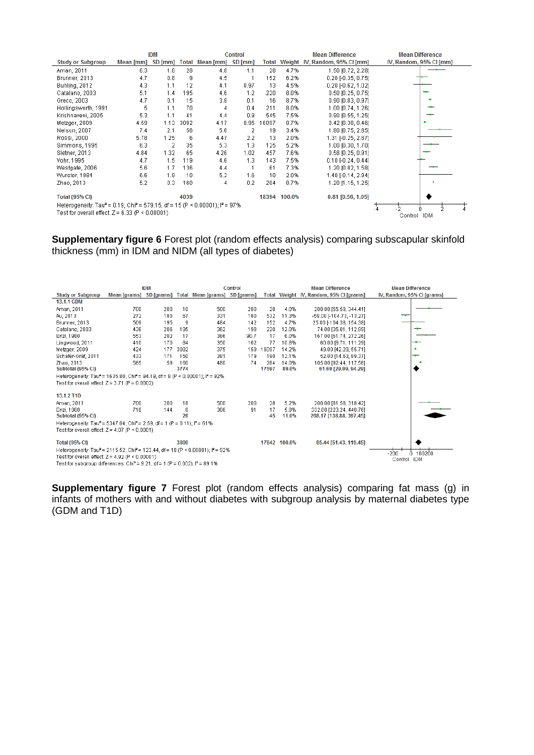| Study or Subgroup | IDM Mean [mm] | IDM SD [mm] | IDM Total | Control Mean [mm] | Control SD [mm] | Control Total | Weight | Mean Difference IV, Random, 95% CI [mm] |
|---|---|---|---|---|---|---|---|---|
| Aman, 2011 | 6.3 | 1.8 | 28 | 4.8 | 1.1 | 28 | 4.7% | 1.50 [0.72, 2.28] |
| Brunner, 2013 | 4.7 | 0.8 | 9 | 4.5 | 1 | 152 | 6.2% | 0.20 [-0.35, 0.75] |
| Bunling, 2012 | 4.3 | 1.1 | 12 | 4.1 | 0.97 | 13 | 4.5% | 0.20 [-0.62, 1.02] |
| Catalano, 2003 | 5.1 | 1.4 | 195 | 4.6 | 1.2 | 220 | 8.0% | 0.50 [0.25, 0.75] |
| Greco, 2003 | 4.7 | 0.1 | 15 | 3.8 | 0.1 | 16 | 8.7% | 0.90 [0.83, 0.97] |
| Hollingsworth, 1991 | 5 | 1.1 | 70 | 4 | 0.4 | 211 | 8.0% | 1.00 [0.74, 1.26] |
| Krishnaveni, 2005 | 5.3 | 1.1 | 41 | 4.4 | 0.9 | 545 | 7.5% | 0.90 [0.55, 1.25] |
| Metzger, 2009 | 4.59 | 1.13 | 3082 | 4.17 | 0.95 | 16097 | 8.7% | 0.42 [0.38, 0.46] |
| Nelson, 2007 | 7.4 | 2.1 | 56 | 5.6 | 2 | 19 | 3.4% | 1.80 [0.75, 2.85] |
| Rossi, 2000 | 5.78 | 1.25 | 6 | 4.47 | 2.2 | 13 | 2.0% | 1.31 [-0.25, 2.87] |
| Simmons, 1995 | 6.3 | 2 | 35 | 5.3 | 1.3 | 125 | 5.2% | 1.00 [0.30, 1.70] |
| Sletner, 2013 | 4.84 | 1.32 | 65 | 4.26 | 1.02 | 457 | 7.6% | 0.58 [0.25, 0.91] |
| Vohr, 1995 | 4.7 | 1.5 | 119 | 4.6 | 1.3 | 143 | 7.5% | 0.10 [-0.24, 0.44] |
| Westgate, 2006 | 5.6 | 1.7 | 136 | 4.4 | 1 | 61 | 7.3% | 1.20 [0.82, 1.58] |
| Wurster, 1984 | 6.6 | 1.9 | 10 | 5.2 | 1.6 | 10 | 2.0% | 1.40 [-0.14, 2.94] |
| Zhao, 2013 | 5.2 | 0.3 | 160 | 4 | 0.2 | 284 | 8.7% | 1.20 [1.15, 1.25] |
| **Total (95% CI)** | | | **4039** | | | **18394** | **100.0%** | **0.81 [0.56, 1.05]** |

Heterogeneity: $Tau^2 = 0.19$; $Chi^2 = 579.15$, $df = 15$ ($P < 0.00001$); $I^2 = 97\%$
Test for overall effect: $Z = 6.33$ ($P < 0.00001$)

**Supplementary figure 6** Forest plot (random effects analysis) comparing subscapular skinfold thickness (mm) in IDM and NIDM (all types of diabetes)

| Study or Subgroup | IDM Mean [grams] | IDM SD [grams] | IDM Total | Control Mean [grams] | Control SD [grams] | Control Total | Weight | Mean Difference IV, Random, 95% CI [grams] |
|---|---|---|---|---|---|---|---|---|
| **13.1.1 GDM** | | | | | | | | |
| Aman, 2011 | 700 | 200 | 10 | 500 | 200 | 28 | 4.0% | 200.00 [55.59, 344.41] |
| Au, 2013 | 272 | 180 | 67 | 331 | 180 | 532 | 11.3% | -59.00 [-104.73, -13.27] |
| Brunner, 2013 | 509 | 195 | 9 | 484 | 142 | 152 | 4.7% | 25.00 [-104.38, 154.38] |
| Catalano, 2003 | 436 | 206 | 195 | 362 | 198 | 220 | 12.0% | 74.00 [35.01, 112.99] |
| Enzi, 1980 | 553 | 202 | 17 | 386 | 90.7 | 17 | 6.0% | 167.00 [61.74, 272.26] |
| Lingwood, 2011 | 410 | 170 | 84 | 350 | 162 | 77 | 10.8% | 60.00 [8.71, 111.29] |
| Metzger, 2009 | 424 | 177 | 3082 | 375 | 159 | 16097 | 14.2% | 49.00 [42.29, 55.71] |
| Schafer-Graf, 2011 | 433 | 171 | 150 | 381 | 179 | 190 | 12.1% | 52.00 [14.63, 89.37] |
| Zhao, 2013 | 585 | 59 | 160 | 480 | 74 | 284 | 14.0% | 105.00 [92.44, 117.56] |
| **Subtotal (95% CI)** | | | **3774** | | | **17597** | **89.0%** | **61.69 [29.09, 94.29]** |
| Heterogeneity: $Tau^2 = 1635.80$; $Chi^2 = 94.19$, $df = 8$ ($P < 0.00001$); $I^2 = 92\%$ | | | | | | | | |
| Test for overall effect: $Z = 3.71$ ($P = 0.0002$) | | | | | | | | |
| **13.1.2 T1D** | | | | | | | | |
| Aman, 2011 | 700 | 200 | 18 | 500 | 200 | 28 | 5.2% | 200.00 [81.58, 318.42] |
| Enzi, 1980 | 718 | 144 | 8 | 386 | 91 | 17 | 5.8% | 332.00 [223.24, 440.76] |
| **Subtotal (95% CI)** | | | **26** | | | **45** | **11.0%** | **268.17 [138.88, 397.45]** |
| Heterogeneity: $Tau^2 = 5347.04$; $Chi^2 = 2.59$, $df = 1$ ($P = 0.11$); $I^2 = 61\%$ | | | | | | | | |
| Test for overall effect: $Z = 4.07$ ($P < 0.0001$) | | | | | | | | |
| **Total (95% CI)** | | | **3800** | | | **17642** | **100.0%** | **85.44 [51.43, 119.45]** |

Heterogeneity: $Tau^2 = 2115.52$; $Chi^2 = 123.44$, $df = 10$ ($P < 0.00001$); $I^2 = 92\%$
Test for overall effect: $Z = 4.92$ ($P < 0.00001$)
Test for subgroup differences: $Chi^2 = 9.21$, $df = 1$ ($P = 0.002$), $I^2 = 89.1\%$

**Supplementary figure 7** Forest plot (random effects analysis) comparing fat mass (g) in infants of mothers with and without diabetes with subgroup analysis by maternal diabetes type (GDM and T1D)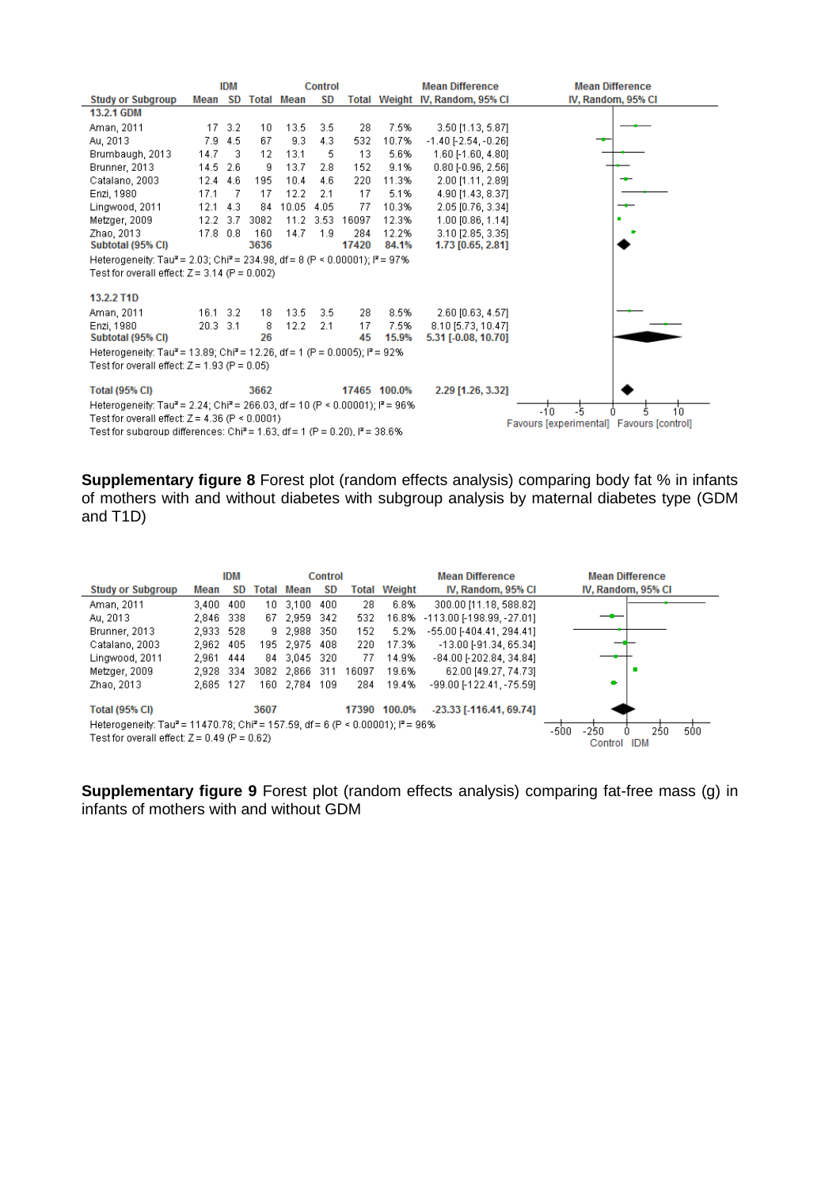| Study or Subgroup | IDM Mean | IDM SD | IDM Total | Control Mean | Control SD | Control Total | Weight | Mean Difference IV, Random, 95% CI |
|---|---|---|---|---|---|---|---|---|
| **13.2.1 GDM** | | | | | | | | |
| Aman, 2011 | 17 | 3.2 | 10 | 13.5 | 3.5 | 28 | 7.5% | 3.50 [1.13, 5.87] |
| Au, 2013 | 7.9 | 4.5 | 67 | 9.3 | 4.3 | 532 | 10.7% | -1.40 [-2.54, -0.26] |
| Brumbaugh, 2013 | 14.7 | 3 | 12 | 13.1 | 5 | 13 | 5.6% | 1.60 [-1.60, 4.80] |
| Brunner, 2013 | 14.5 | 2.6 | 9 | 13.7 | 2.8 | 152 | 9.1% | 0.80 [-0.96, 2.56] |
| Catalano, 2003 | 12.4 | 4.6 | 195 | 10.4 | 4.6 | 220 | 11.3% | 2.00 [1.11, 2.89] |
| Enzi, 1980 | 17.1 | 7 | 17 | 12.2 | 2.1 | 17 | 5.1% | 4.90 [1.43, 8.37] |
| Lingwood, 2011 | 12.1 | 4.3 | 84 | 10.05 | 4.05 | 77 | 10.3% | 2.05 [0.76, 3.34] |
| Metzger, 2009 | 12.2 | 3.7 | 3082 | 11.2 | 3.53 | 16097 | 12.3% | 1.00 [0.86, 1.14] |
| Zhao, 2013 | 17.8 | 0.8 | 160 | 14.7 | 1.9 | 284 | 12.2% | 3.10 [2.85, 3.35] |
| **Subtotal (95% CI)** | | | **3636** | | | **17420** | **84.1%** | **1.73 [0.65, 2.81]** |
| Heterogeneity: Tau² = 2.03; Chi² = 234.98, df = 8 (P < 0.00001); I² = 97% | | | | | | | | |
| Test for overall effect: Z = 3.14 (P = 0.002) | | | | | | | | |
| **13.2.2 T1D** | | | | | | | | |
| Aman, 2011 | 16.1 | 3.2 | 18 | 13.5 | 3.5 | 28 | 8.5% | 2.60 [0.63, 4.57] |
| Enzi, 1980 | 20.3 | 3.1 | 8 | 12.2 | 2.1 | 17 | 7.5% | 8.10 [5.73, 10.47] |
| **Subtotal (95% CI)** | | | **26** | | | **45** | **15.9%** | **5.31 [-0.08, 10.70]** |
| Heterogeneity: Tau² = 13.89; Chi² = 12.26, df = 1 (P = 0.0005); I² = 92% | | | | | | | | |
| Test for overall effect: Z = 1.93 (P = 0.05) | | | | | | | | |
| **Total (95% CI)** | | | **3662** | | | **17465** | **100.0%** | **2.29 [1.26, 3.32]** |
| Heterogeneity: Tau² = 2.24; Chi² = 266.03, df = 10 (P < 0.00001); I² = 96% | | | | | | | | |
| Test for overall effect: Z = 4.36 (P < 0.0001) | | | | | | | | |
| Test for subgroup differences: Chi² = 1.63, df = 1 (P = 0.20), I² = 38.6% | | | | | | | | |

Favours [experimental] Favours [control]

**Supplementary figure 8** Forest plot (random effects analysis) comparing body fat % in infants of mothers with and without diabetes with subgroup analysis by maternal diabetes type (GDM and T1D)

| Study or Subgroup | IDM Mean | IDM SD | IDM Total | Control Mean | Control SD | Control Total | Weight | Mean Difference IV, Random, 95% CI |
|---|---|---|---|---|---|---|---|---|
| Aman, 2011 | 3,400 | 400 | 10 | 3,100 | 400 | 28 | 6.8% | 300.00 [11.18, 588.82] |
| Au, 2013 | 2,846 | 338 | 67 | 2,959 | 342 | 532 | 16.8% | -113.00 [-198.99, -27.01] |
| Brunner, 2013 | 2,933 | 528 | 9 | 2,988 | 350 | 152 | 5.2% | -55.00 [-404.41, 294.41] |
| Catalano, 2003 | 2,962 | 405 | 195 | 2,975 | 408 | 220 | 17.3% | -13.00 [-91.34, 65.34] |
| Lingwood, 2011 | 2,961 | 444 | 84 | 3,045 | 320 | 77 | 14.9% | -84.00 [-202.84, 34.84] |
| Metzger, 2009 | 2,928 | 334 | 3082 | 2,866 | 311 | 16097 | 19.6% | 62.00 [49.27, 74.73] |
| Zhao, 2013 | 2,685 | 127 | 160 | 2,784 | 109 | 284 | 19.4% | -99.00 [-122.41, -75.59] |
| **Total (95% CI)** | | | **3607** | | | **17390** | **100.0%** | **-23.33 [-116.41, 69.74]** |
| Heterogeneity: Tau² = 11470.78; Chi² = 157.59, df = 6 (P < 0.00001); I² = 96% | | | | | | | | |
| Test for overall effect: Z = 0.49 (P = 0.62) | | | | | | | | |

Control IDM

**Supplementary figure 9** Forest plot (random effects analysis) comparing fat-free mass (g) in infants of mothers with and without GDM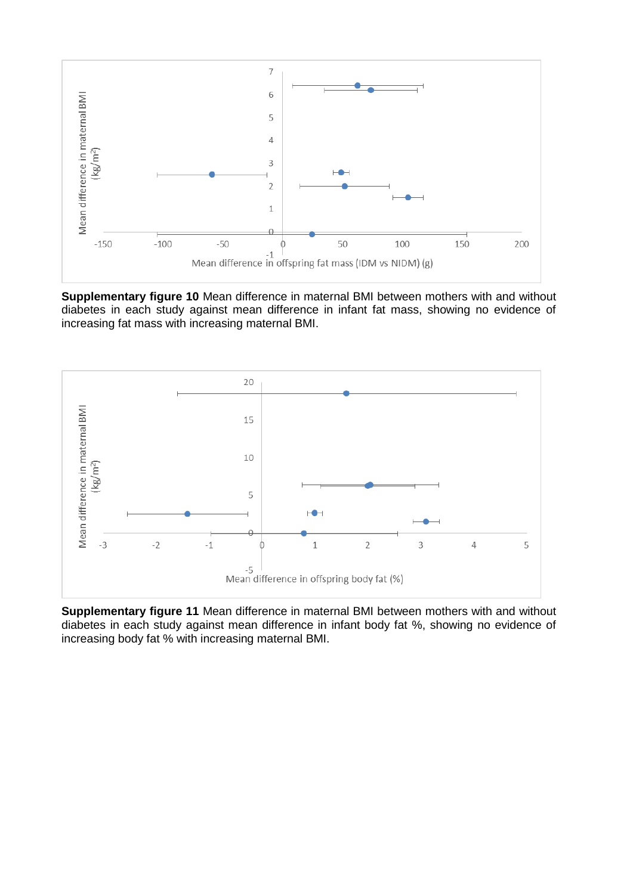Mean difference in maternal BMI (kg/m²)

7
6
5
4
3
2
1
0
-1

-150 -100 -50 0 50 100 150 200

Mean difference in offspring fat mass (IDM vs NIDM) (g)

**Supplementary figure 10** Mean difference in maternal BMI between mothers with and without diabetes in each study against mean difference in infant fat mass, showing no evidence of increasing fat mass with increasing maternal BMI.

Mean difference in maternal BMI (kg/m²)

20
15
10
5
0
-5

-3 -2 -1 0 1 2 3 4 5

Mean difference in offspring body fat (%)

**Supplementary figure 11** Mean difference in maternal BMI between mothers with and without diabetes in each study against mean difference in infant body fat %, showing no evidence of increasing body fat % with increasing maternal BMI.